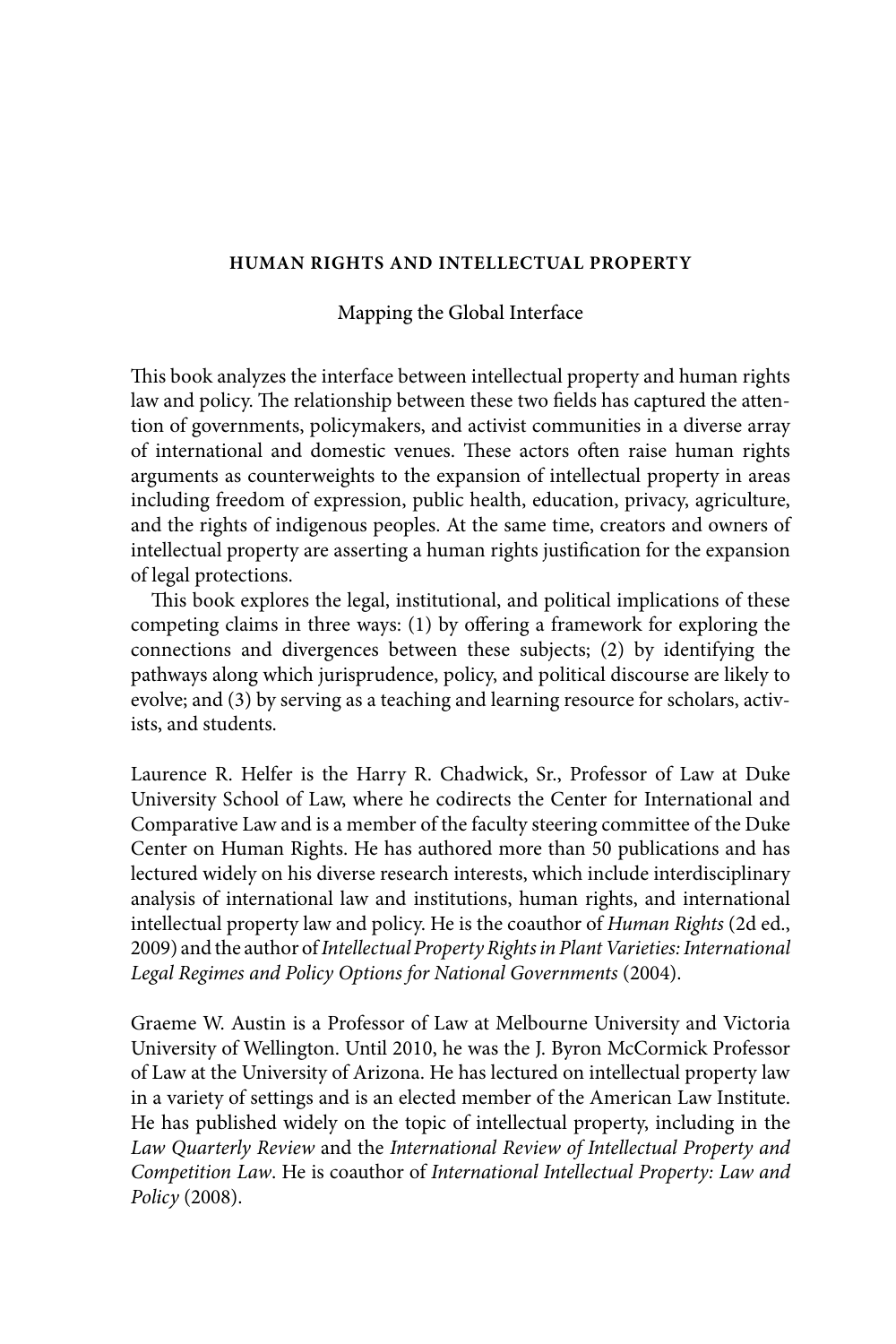## HUMAN RIGHTS AND INTELLECTUAL PROPERTY

### Mapping the Global Interface

This book analyzes the interface between intellectual property and human rights law and policy. The relationship between these two fields has captured the attention of governments, policymakers, and activist communities in a diverse array of international and domestic venues. These actors often raise human rights arguments as counterweights to the expansion of intellectual property in areas including freedom of expression, public health, education, privacy, agriculture, and the rights of indigenous peoples. At the same time, creators and owners of intellectual property are asserting a human rights justification for the expansion of legal protections.

This book explores the legal, institutional, and political implications of these competing claims in three ways: (1) by offering a framework for exploring the connections and divergences between these subjects; (2) by identifying the pathways along which jurisprudence, policy, and political discourse are likely to evolve; and (3) by serving as a teaching and learning resource for scholars, activists, and students.

Laurence R. Helfer is the Harry R. Chadwick, Sr., Professor of Law at Duke University School of Law, where he codirects the Center for International and Comparative Law and is a member of the faculty steering committee of the Duke Center on Human Rights. He has authored more than 50 publications and has lectured widely on his diverse research interests, which include interdisciplinary analysis of international law and institutions, human rights, and international intellectual property law and policy. He is the coauthor of *Human Rights* (2d ed., 2009) and the author of *Intellectual Property Rights in Plant Varieties: International Legal Regimes and Policy Options for National Governments* (2004).

Graeme W. Austin is a Professor of Law at Melbourne University and Victoria University of Wellington. Until 2010, he was the J. Byron McCormick Professor of Law at the University of Arizona. He has lectured on intellectual property law in a variety of settings and is an elected member of the American Law Institute. He has published widely on the topic of intellectual property, including in the *Law Quarterly Review* and the *International Review of Intellectual Property and Competition Law*. He is coauthor of *International Intellectual Property: Law and Policy* (2008).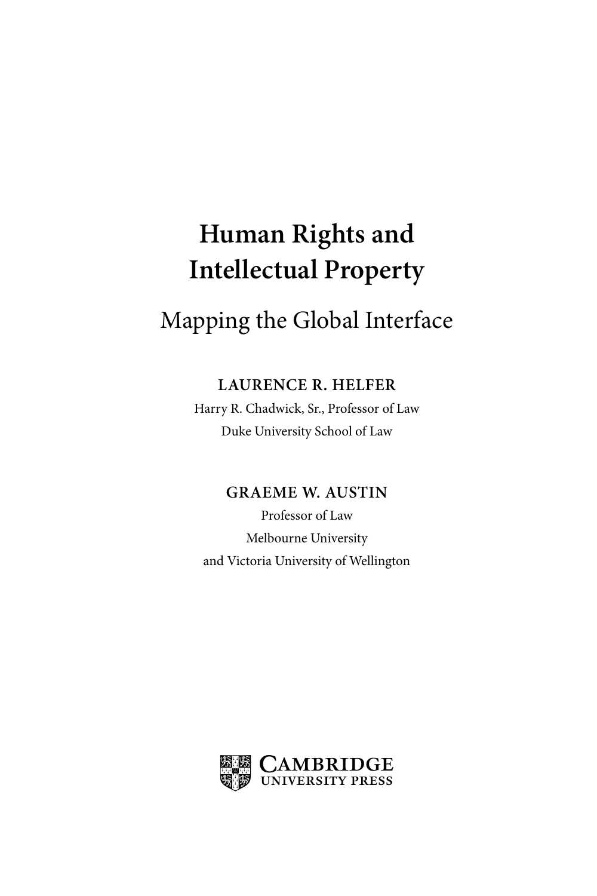# Human Rights and Intellectual Property

## Mapping the Global Interface

**LAURENCE R. HELFER**

Harry R. Chadwick, Sr., Professor of Law

Duke University School of Law

**GRAEME W. AUSTIN**

Professor of Law

Melbourne University

and Victoria University of Wellington

CAMBRIDGE UNIVERSITY PRESS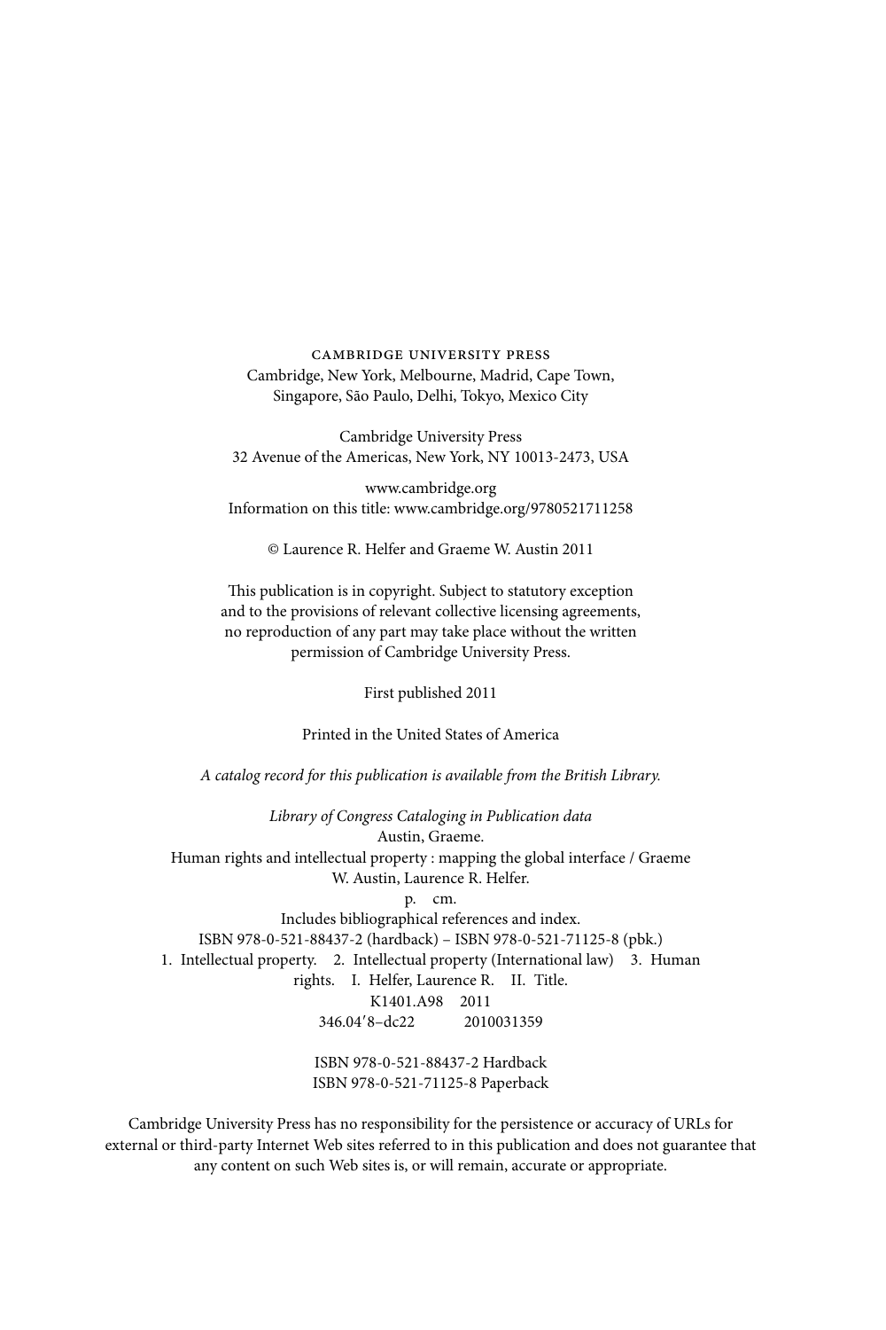CAMBRIDGE UNIVERSITY PRESS
Cambridge, New York, Melbourne, Madrid, Cape Town,
Singapore, São Paulo, Delhi, Tokyo, Mexico City

Cambridge University Press
32 Avenue of the Americas, New York, NY 10013-2473, USA

www.cambridge.org
Information on this title: www.cambridge.org/9780521711258

© Laurence R. Helfer and Graeme W. Austin 2011

This publication is in copyright. Subject to statutory exception
and to the provisions of relevant collective licensing agreements,
no reproduction of any part may take place without the written
permission of Cambridge University Press.

First published 2011

Printed in the United States of America

*A catalog record for this publication is available from the British Library.*

*Library of Congress Cataloging in Publication data*
Austin, Graeme.
Human rights and intellectual property : mapping the global interface / Graeme
W. Austin, Laurence R. Helfer.
p. cm.
Includes bibliographical references and index.
ISBN 978-0-521-88437-2 (hardback) – ISBN 978-0-521-71125-8 (pbk.)
1. Intellectual property. 2. Intellectual property (International law) 3. Human
rights. I. Helfer, Laurence R. II. Title.
K1401.A98 2011
346.04′8–dc22 2010031359

ISBN 978-0-521-88437-2 Hardback
ISBN 978-0-521-71125-8 Paperback

Cambridge University Press has no responsibility for the persistence or accuracy of URLs for
external or third-party Internet Web sites referred to in this publication and does not guarantee that
any content on such Web sites is, or will remain, accurate or appropriate.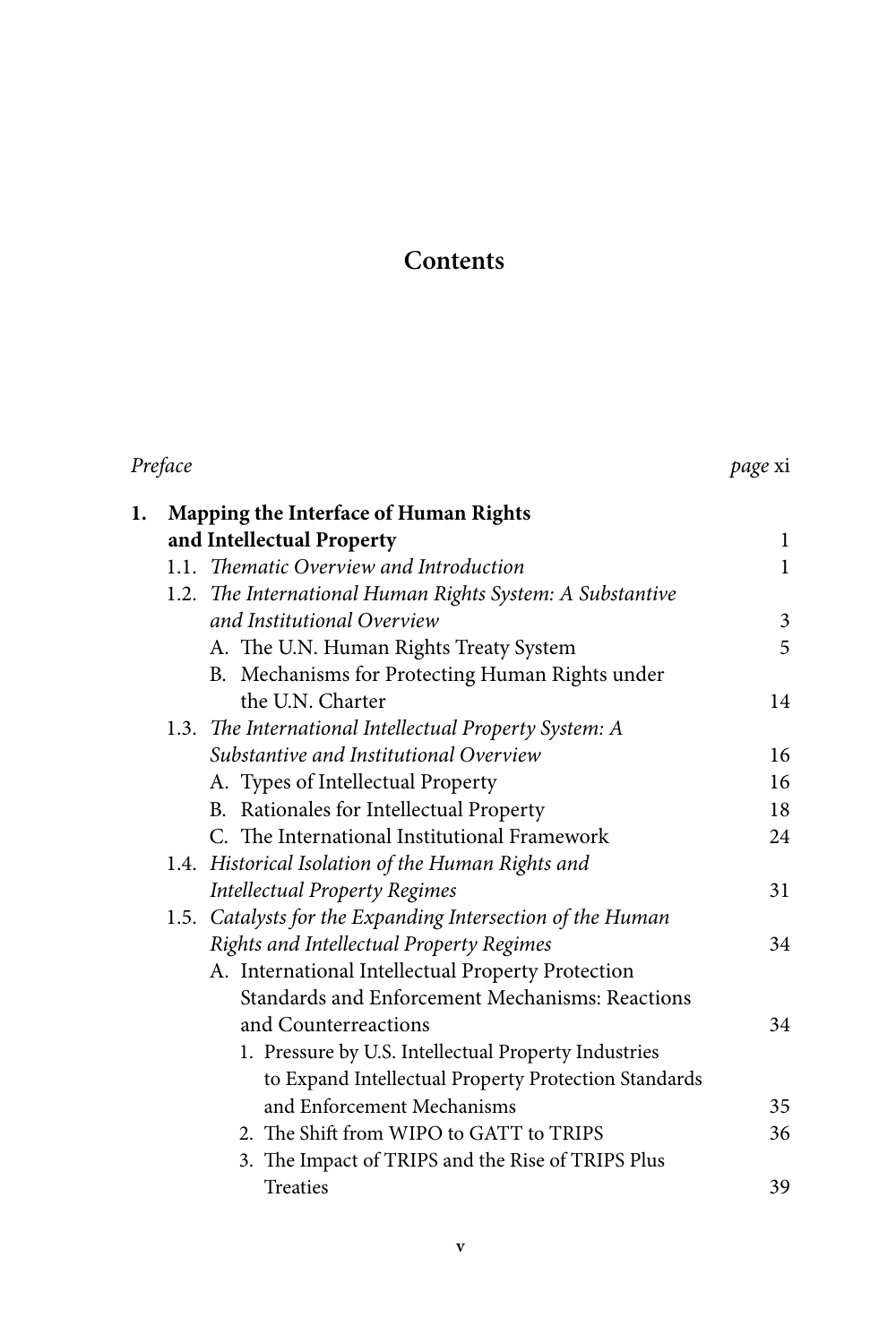# Contents

| | |
|---|---|
| *Preface* | *page* xi |
| **1. Mapping the Interface of Human Rights and Intellectual Property** | 1 |
| 1.1. *Thematic Overview and Introduction* | 1 |
| 1.2. *The International Human Rights System: A Substantive and Institutional Overview* | 3 |
| A. The U.N. Human Rights Treaty System | 5 |
| B. Mechanisms for Protecting Human Rights under the U.N. Charter | 14 |
| 1.3. *The International Intellectual Property System: A Substantive and Institutional Overview* | 16 |
| A. Types of Intellectual Property | 16 |
| B. Rationales for Intellectual Property | 18 |
| C. The International Institutional Framework | 24 |
| 1.4. *Historical Isolation of the Human Rights and Intellectual Property Regimes* | 31 |
| 1.5. *Catalysts for the Expanding Intersection of the Human Rights and Intellectual Property Regimes* | 34 |
| A. International Intellectual Property Protection Standards and Enforcement Mechanisms: Reactions and Counterreactions | 34 |
| 1. Pressure by U.S. Intellectual Property Industries to Expand Intellectual Property Protection Standards and Enforcement Mechanisms | 35 |
| 2. The Shift from WIPO to GATT to TRIPS | 36 |
| 3. The Impact of TRIPS and the Rise of TRIPS Plus Treaties | 39 |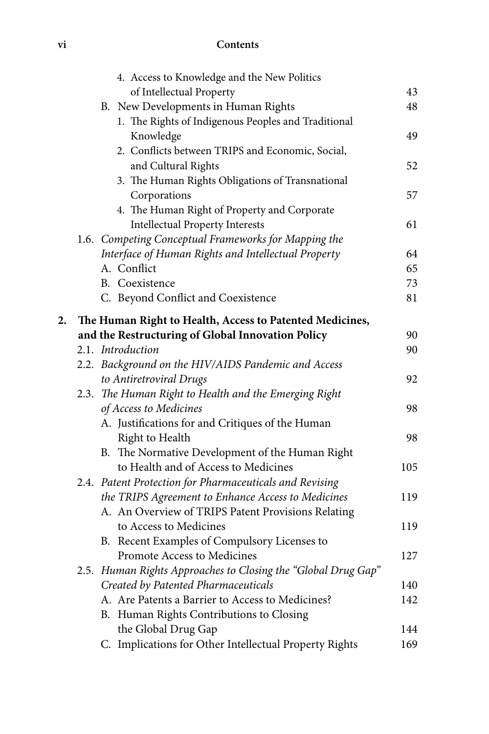4. Access to Knowledge and the New Politics of Intellectual Property 43

B. New Developments in Human Rights 48

1. The Rights of Indigenous Peoples and Traditional Knowledge 49
2. Conflicts between TRIPS and Economic, Social, and Cultural Rights 52
3. The Human Rights Obligations of Transnational Corporations 57
4. The Human Right of Property and Corporate Intellectual Property Interests 61

1.6. *Competing Conceptual Frameworks for Mapping the Interface of Human Rights and Intellectual Property* 64

A. Conflict 65

B. Coexistence 73

C. Beyond Conflict and Coexistence 81

**2. The Human Right to Health, Access to Patented Medicines, and the Restructuring of Global Innovation Policy** 90

2.1. *Introduction* 90

2.2. *Background on the HIV/AIDS Pandemic and Access to Antiretroviral Drugs* 92

2.3. *The Human Right to Health and the Emerging Right of Access to Medicines* 98

A. Justifications for and Critiques of the Human Right to Health 98

B. The Normative Development of the Human Right to Health and of Access to Medicines 105

2.4. *Patent Protection for Pharmaceuticals and Revising the TRIPS Agreement to Enhance Access to Medicines* 119

A. An Overview of TRIPS Patent Provisions Relating to Access to Medicines 119

B. Recent Examples of Compulsory Licenses to Promote Access to Medicines 127

2.5. *Human Rights Approaches to Closing the "Global Drug Gap" Created by Patented Pharmaceuticals* 140

A. Are Patents a Barrier to Access to Medicines? 142

B. Human Rights Contributions to Closing the Global Drug Gap 144

C. Implications for Other Intellectual Property Rights 169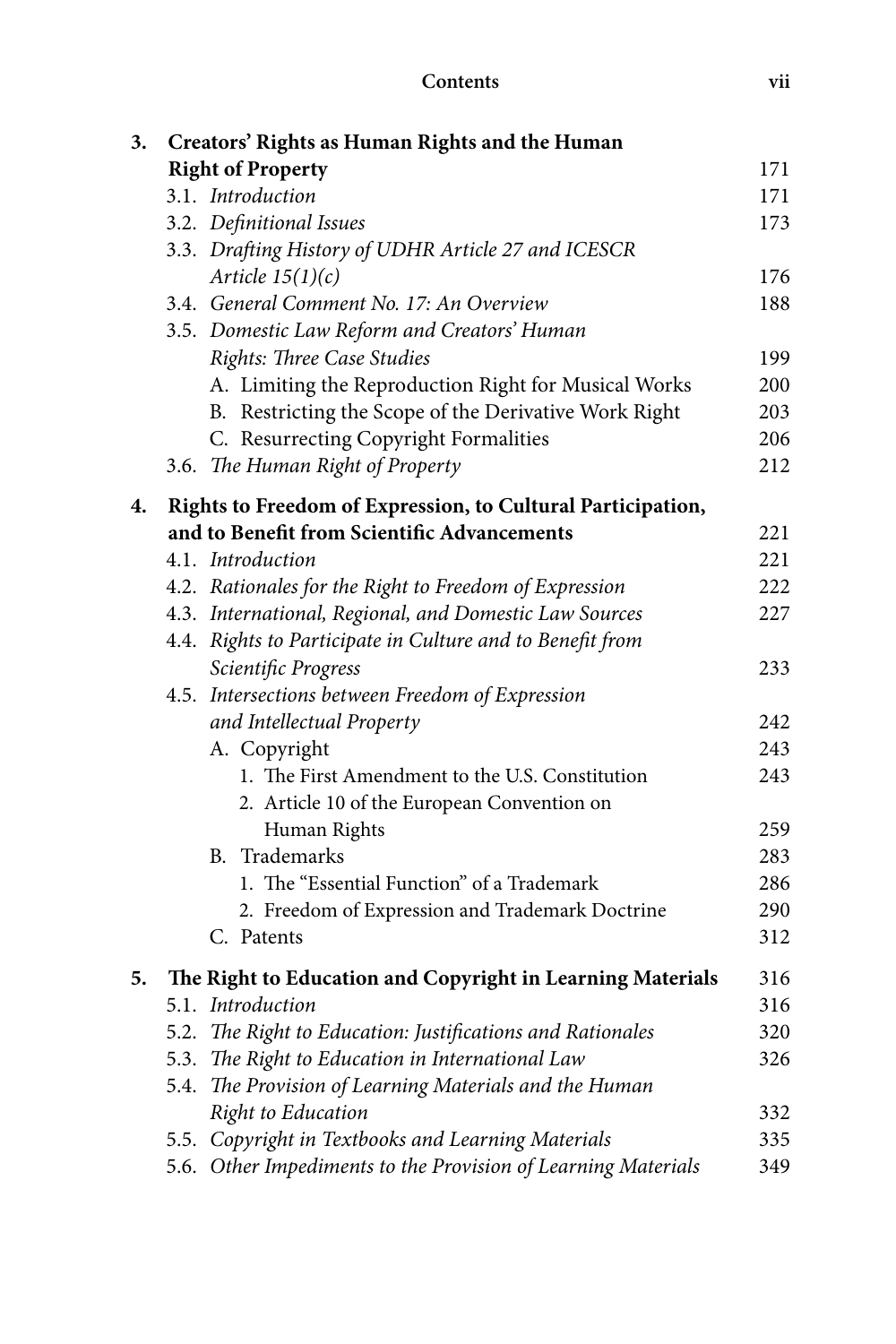**3. Creators' Rights as Human Rights and the Human Right of Property** 171

- 3.1. *Introduction* 171
- 3.2. *Definitional Issues* 173
- 3.3. *Drafting History of UDHR Article 27 and ICESCR Article 15(1)(c)* 176
- 3.4. *General Comment No. 17: An Overview* 188
- 3.5. *Domestic Law Reform and Creators' Human Rights: Three Case Studies* 199
  - A. Limiting the Reproduction Right for Musical Works 200
  - B. Restricting the Scope of the Derivative Work Right 203
  - C. Resurrecting Copyright Formalities 206
- 3.6. *The Human Right of Property* 212

**4. Rights to Freedom of Expression, to Cultural Participation, and to Benefit from Scientific Advancements** 221

- 4.1. *Introduction* 221
- 4.2. *Rationales for the Right to Freedom of Expression* 222
- 4.3. *International, Regional, and Domestic Law Sources* 227
- 4.4. *Rights to Participate in Culture and to Benefit from Scientific Progress* 233
- 4.5. *Intersections between Freedom of Expression and Intellectual Property* 242
  - A. Copyright 243
    1. The First Amendment to the U.S. Constitution 243
    2. Article 10 of the European Convention on Human Rights 259
  - B. Trademarks 283
    1. The "Essential Function" of a Trademark 286
    2. Freedom of Expression and Trademark Doctrine 290
  - C. Patents 312

**5. The Right to Education and Copyright in Learning Materials** 316

- 5.1. *Introduction* 316
- 5.2. *The Right to Education: Justifications and Rationales* 320
- 5.3. *The Right to Education in International Law* 326
- 5.4. *The Provision of Learning Materials and the Human Right to Education* 332
- 5.5. *Copyright in Textbooks and Learning Materials* 335
- 5.6. *Other Impediments to the Provision of Learning Materials* 349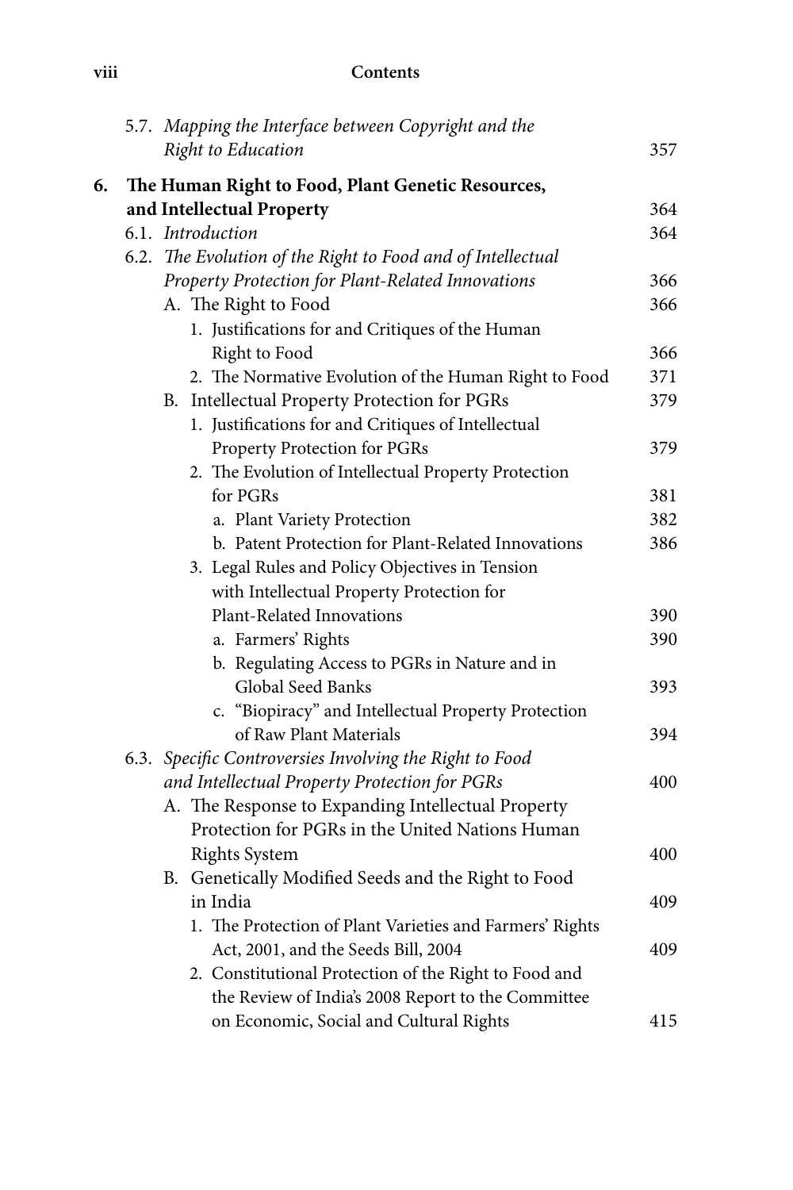5.7. *Mapping the Interface between Copyright and the Right to Education* 357

**6. The Human Right to Food, Plant Genetic Resources, and Intellectual Property** 364

6.1. *Introduction* 364

6.2. *The Evolution of the Right to Food and of Intellectual Property Protection for Plant-Related Innovations* 366

A. The Right to Food 366

1. Justifications for and Critiques of the Human Right to Food 366
2. The Normative Evolution of the Human Right to Food 371

B. Intellectual Property Protection for PGRs 379

1. Justifications for and Critiques of Intellectual Property Protection for PGRs 379
2. The Evolution of Intellectual Property Protection for PGRs 381
   a. Plant Variety Protection 382
   b. Patent Protection for Plant-Related Innovations 386
3. Legal Rules and Policy Objectives in Tension with Intellectual Property Protection for Plant-Related Innovations 390
   a. Farmers' Rights 390
   b. Regulating Access to PGRs in Nature and in Global Seed Banks 393
   c. "Biopiracy" and Intellectual Property Protection of Raw Plant Materials 394

6.3. *Specific Controversies Involving the Right to Food and Intellectual Property Protection for PGRs* 400

A. The Response to Expanding Intellectual Property Protection for PGRs in the United Nations Human Rights System 400

B. Genetically Modified Seeds and the Right to Food in India 409

1. The Protection of Plant Varieties and Farmers' Rights Act, 2001, and the Seeds Bill, 2004 409
2. Constitutional Protection of the Right to Food and the Review of India's 2008 Report to the Committee on Economic, Social and Cultural Rights 415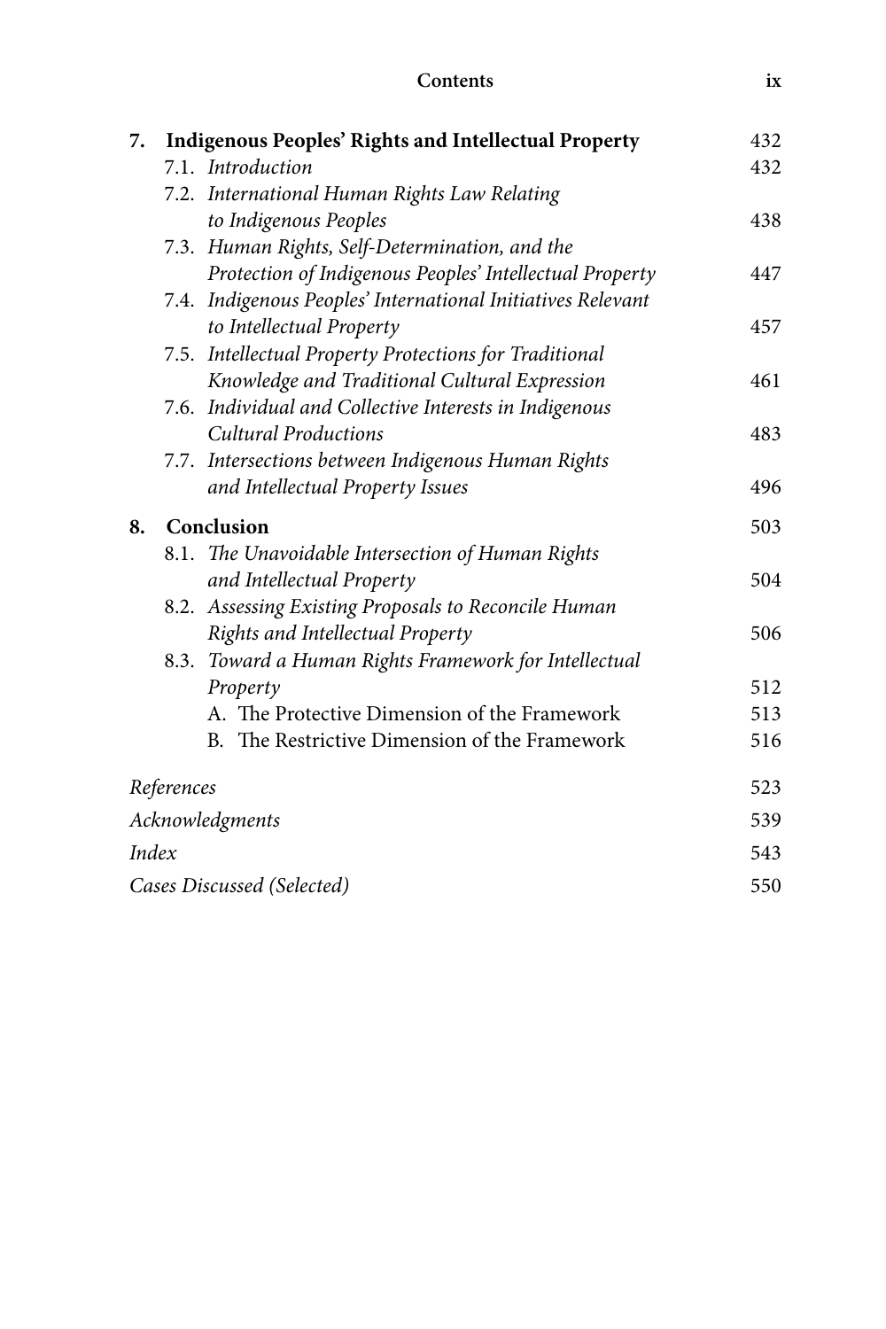**7. Indigenous Peoples' Rights and Intellectual Property** 432

7.1. *Introduction* 432

7.2. *International Human Rights Law Relating to Indigenous Peoples* 438

7.3. *Human Rights, Self-Determination, and the Protection of Indigenous Peoples' Intellectual Property* 447

7.4. *Indigenous Peoples' International Initiatives Relevant to Intellectual Property* 457

7.5. *Intellectual Property Protections for Traditional Knowledge and Traditional Cultural Expression* 461

7.6. *Individual and Collective Interests in Indigenous Cultural Productions* 483

7.7. *Intersections between Indigenous Human Rights and Intellectual Property Issues* 496

**8. Conclusion** 503

8.1. *The Unavoidable Intersection of Human Rights and Intellectual Property* 504

8.2. *Assessing Existing Proposals to Reconcile Human Rights and Intellectual Property* 506

8.3. *Toward a Human Rights Framework for Intellectual Property* 512

A. The Protective Dimension of the Framework 513

B. The Restrictive Dimension of the Framework 516

*References* 523

*Acknowledgments* 539

*Index* 543

*Cases Discussed (Selected)* 550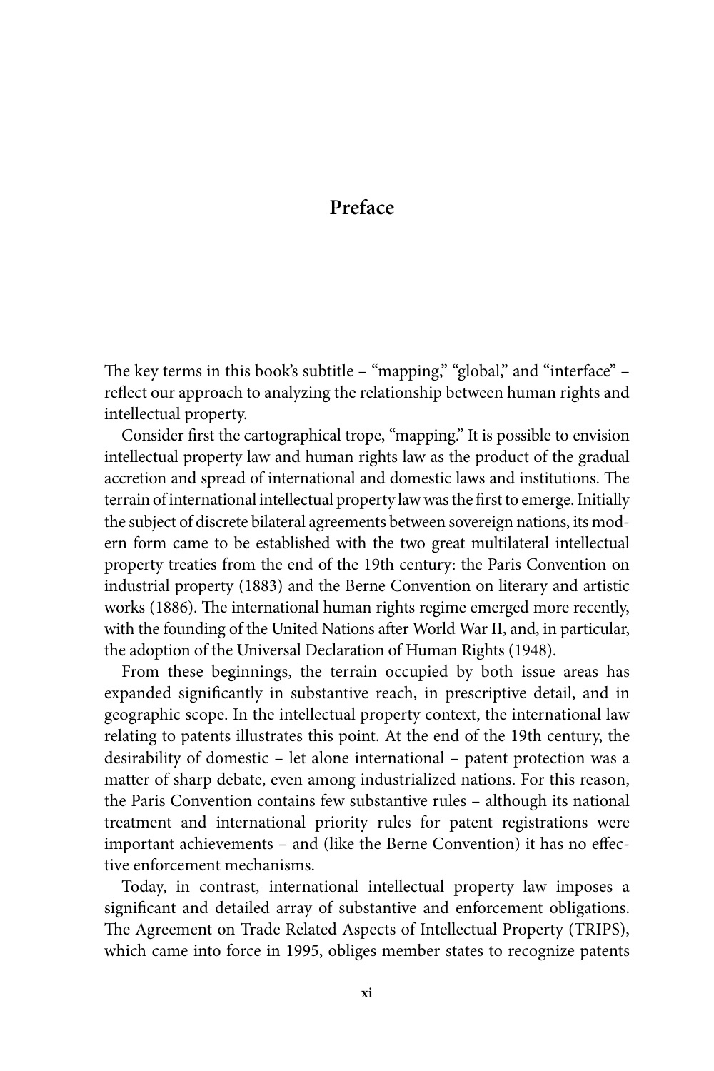# Preface

The key terms in this book's subtitle – "mapping," "global," and "interface" – reflect our approach to analyzing the relationship between human rights and intellectual property.

Consider first the cartographical trope, "mapping." It is possible to envision intellectual property law and human rights law as the product of the gradual accretion and spread of international and domestic laws and institutions. The terrain of international intellectual property law was the first to emerge. Initially the subject of discrete bilateral agreements between sovereign nations, its modern form came to be established with the two great multilateral intellectual property treaties from the end of the 19th century: the Paris Convention on industrial property (1883) and the Berne Convention on literary and artistic works (1886). The international human rights regime emerged more recently, with the founding of the United Nations after World War II, and, in particular, the adoption of the Universal Declaration of Human Rights (1948).

From these beginnings, the terrain occupied by both issue areas has expanded significantly in substantive reach, in prescriptive detail, and in geographic scope. In the intellectual property context, the international law relating to patents illustrates this point. At the end of the 19th century, the desirability of domestic – let alone international – patent protection was a matter of sharp debate, even among industrialized nations. For this reason, the Paris Convention contains few substantive rules – although its national treatment and international priority rules for patent registrations were important achievements – and (like the Berne Convention) it has no effective enforcement mechanisms.

Today, in contrast, international intellectual property law imposes a significant and detailed array of substantive and enforcement obligations. The Agreement on Trade Related Aspects of Intellectual Property (TRIPS), which came into force in 1995, obliges member states to recognize patents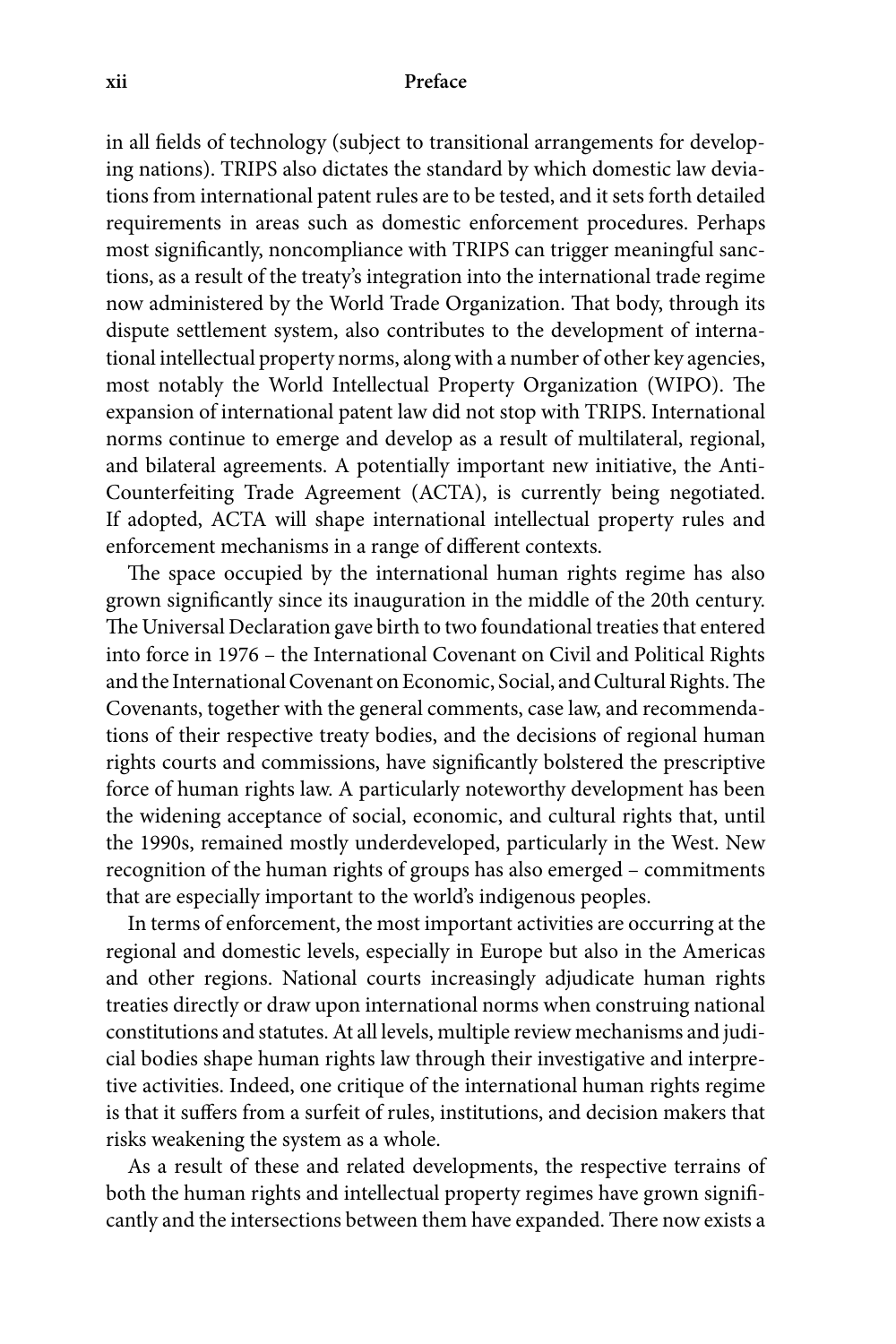in all fields of technology (subject to transitional arrangements for developing nations). TRIPS also dictates the standard by which domestic law deviations from international patent rules are to be tested, and it sets forth detailed requirements in areas such as domestic enforcement procedures. Perhaps most significantly, noncompliance with TRIPS can trigger meaningful sanctions, as a result of the treaty's integration into the international trade regime now administered by the World Trade Organization. That body, through its dispute settlement system, also contributes to the development of international intellectual property norms, along with a number of other key agencies, most notably the World Intellectual Property Organization (WIPO). The expansion of international patent law did not stop with TRIPS. International norms continue to emerge and develop as a result of multilateral, regional, and bilateral agreements. A potentially important new initiative, the Anti-Counterfeiting Trade Agreement (ACTA), is currently being negotiated. If adopted, ACTA will shape international intellectual property rules and enforcement mechanisms in a range of different contexts.

The space occupied by the international human rights regime has also grown significantly since its inauguration in the middle of the 20th century. The Universal Declaration gave birth to two foundational treaties that entered into force in 1976 – the International Covenant on Civil and Political Rights and the International Covenant on Economic, Social, and Cultural Rights. The Covenants, together with the general comments, case law, and recommendations of their respective treaty bodies, and the decisions of regional human rights courts and commissions, have significantly bolstered the prescriptive force of human rights law. A particularly noteworthy development has been the widening acceptance of social, economic, and cultural rights that, until the 1990s, remained mostly underdeveloped, particularly in the West. New recognition of the human rights of groups has also emerged – commitments that are especially important to the world's indigenous peoples.

In terms of enforcement, the most important activities are occurring at the regional and domestic levels, especially in Europe but also in the Americas and other regions. National courts increasingly adjudicate human rights treaties directly or draw upon international norms when construing national constitutions and statutes. At all levels, multiple review mechanisms and judicial bodies shape human rights law through their investigative and interpretive activities. Indeed, one critique of the international human rights regime is that it suffers from a surfeit of rules, institutions, and decision makers that risks weakening the system as a whole.

As a result of these and related developments, the respective terrains of both the human rights and intellectual property regimes have grown significantly and the intersections between them have expanded. There now exists a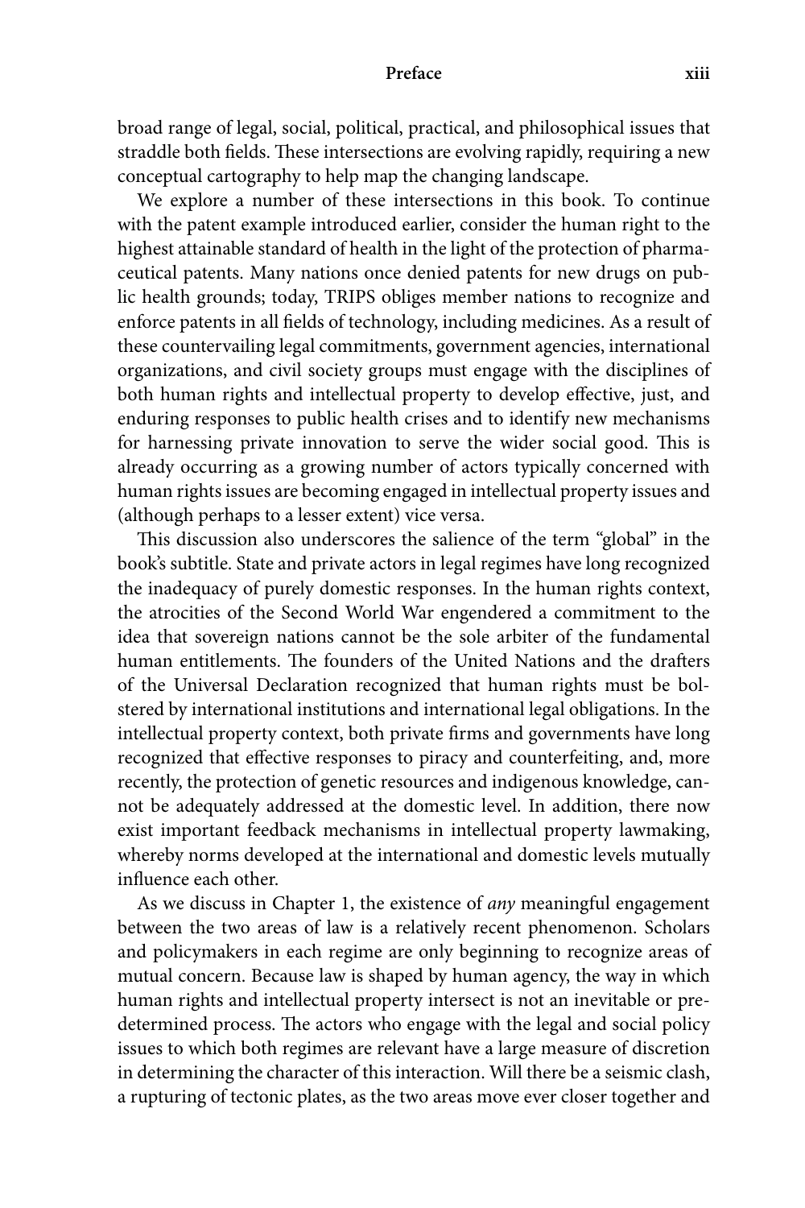broad range of legal, social, political, practical, and philosophical issues that straddle both fields. These intersections are evolving rapidly, requiring a new conceptual cartography to help map the changing landscape.

We explore a number of these intersections in this book. To continue with the patent example introduced earlier, consider the human right to the highest attainable standard of health in the light of the protection of pharmaceutical patents. Many nations once denied patents for new drugs on public health grounds; today, TRIPS obliges member nations to recognize and enforce patents in all fields of technology, including medicines. As a result of these countervailing legal commitments, government agencies, international organizations, and civil society groups must engage with the disciplines of both human rights and intellectual property to develop effective, just, and enduring responses to public health crises and to identify new mechanisms for harnessing private innovation to serve the wider social good. This is already occurring as a growing number of actors typically concerned with human rights issues are becoming engaged in intellectual property issues and (although perhaps to a lesser extent) vice versa.

This discussion also underscores the salience of the term "global" in the book's subtitle. State and private actors in legal regimes have long recognized the inadequacy of purely domestic responses. In the human rights context, the atrocities of the Second World War engendered a commitment to the idea that sovereign nations cannot be the sole arbiter of the fundamental human entitlements. The founders of the United Nations and the drafters of the Universal Declaration recognized that human rights must be bolstered by international institutions and international legal obligations. In the intellectual property context, both private firms and governments have long recognized that effective responses to piracy and counterfeiting, and, more recently, the protection of genetic resources and indigenous knowledge, cannot be adequately addressed at the domestic level. In addition, there now exist important feedback mechanisms in intellectual property lawmaking, whereby norms developed at the international and domestic levels mutually influence each other.

As we discuss in Chapter 1, the existence of *any* meaningful engagement between the two areas of law is a relatively recent phenomenon. Scholars and policymakers in each regime are only beginning to recognize areas of mutual concern. Because law is shaped by human agency, the way in which human rights and intellectual property intersect is not an inevitable or predetermined process. The actors who engage with the legal and social policy issues to which both regimes are relevant have a large measure of discretion in determining the character of this interaction. Will there be a seismic clash, a rupturing of tectonic plates, as the two areas move ever closer together and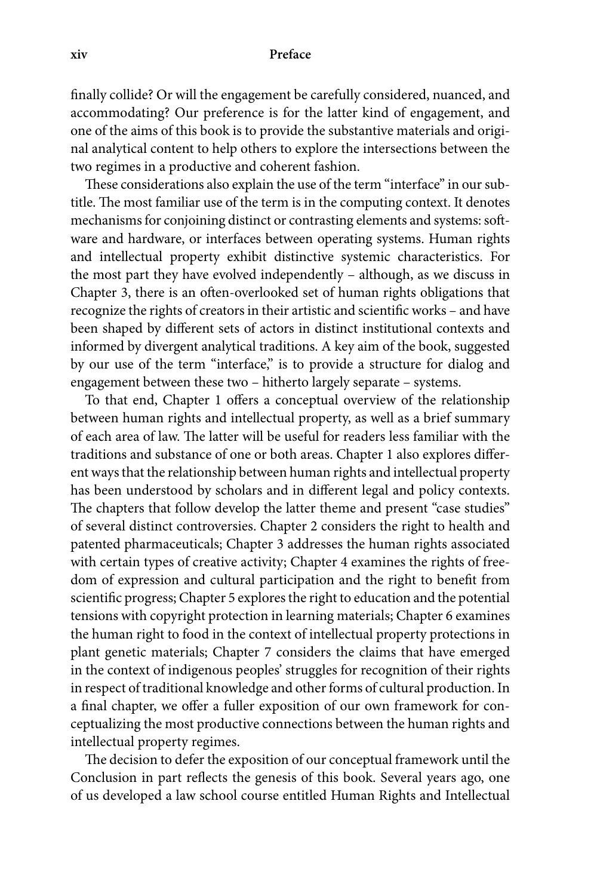finally collide? Or will the engagement be carefully considered, nuanced, and accommodating? Our preference is for the latter kind of engagement, and one of the aims of this book is to provide the substantive materials and original analytical content to help others to explore the intersections between the two regimes in a productive and coherent fashion.

These considerations also explain the use of the term "interface" in our subtitle. The most familiar use of the term is in the computing context. It denotes mechanisms for conjoining distinct or contrasting elements and systems: software and hardware, or interfaces between operating systems. Human rights and intellectual property exhibit distinctive systemic characteristics. For the most part they have evolved independently – although, as we discuss in Chapter 3, there is an often-overlooked set of human rights obligations that recognize the rights of creators in their artistic and scientific works – and have been shaped by different sets of actors in distinct institutional contexts and informed by divergent analytical traditions. A key aim of the book, suggested by our use of the term "interface," is to provide a structure for dialog and engagement between these two – hitherto largely separate – systems.

To that end, Chapter 1 offers a conceptual overview of the relationship between human rights and intellectual property, as well as a brief summary of each area of law. The latter will be useful for readers less familiar with the traditions and substance of one or both areas. Chapter 1 also explores different ways that the relationship between human rights and intellectual property has been understood by scholars and in different legal and policy contexts. The chapters that follow develop the latter theme and present "case studies" of several distinct controversies. Chapter 2 considers the right to health and patented pharmaceuticals; Chapter 3 addresses the human rights associated with certain types of creative activity; Chapter 4 examines the rights of freedom of expression and cultural participation and the right to benefit from scientific progress; Chapter 5 explores the right to education and the potential tensions with copyright protection in learning materials; Chapter 6 examines the human right to food in the context of intellectual property protections in plant genetic materials; Chapter 7 considers the claims that have emerged in the context of indigenous peoples' struggles for recognition of their rights in respect of traditional knowledge and other forms of cultural production. In a final chapter, we offer a fuller exposition of our own framework for conceptualizing the most productive connections between the human rights and intellectual property regimes.

The decision to defer the exposition of our conceptual framework until the Conclusion in part reflects the genesis of this book. Several years ago, one of us developed a law school course entitled Human Rights and Intellectual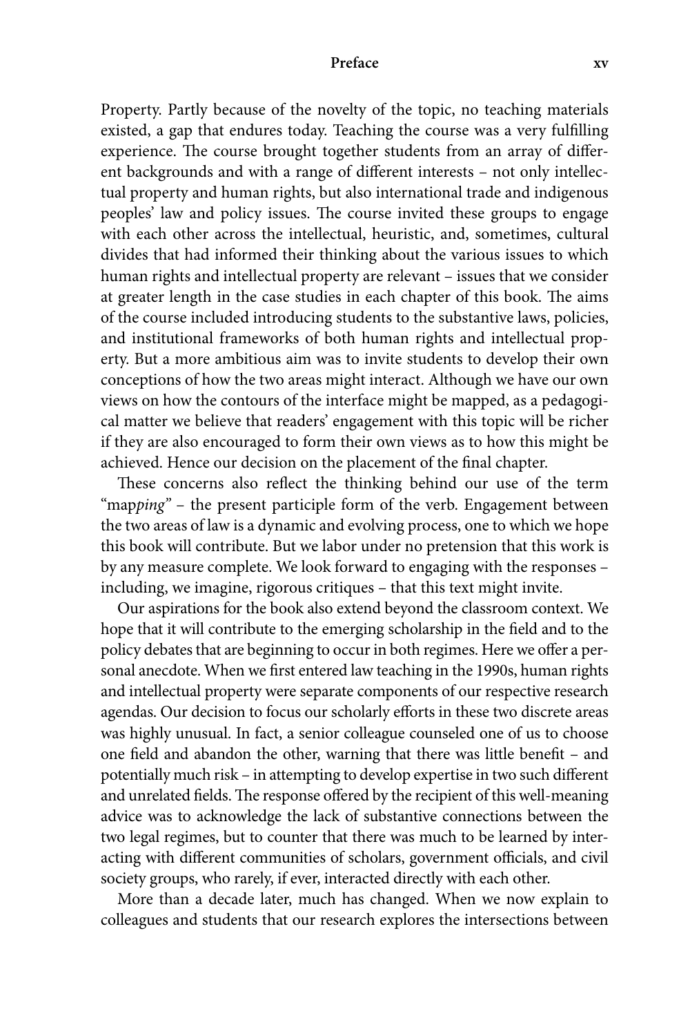Property. Partly because of the novelty of the topic, no teaching materials existed, a gap that endures today. Teaching the course was a very fulfilling experience. The course brought together students from an array of different backgrounds and with a range of different interests – not only intellectual property and human rights, but also international trade and indigenous peoples' law and policy issues. The course invited these groups to engage with each other across the intellectual, heuristic, and, sometimes, cultural divides that had informed their thinking about the various issues to which human rights and intellectual property are relevant – issues that we consider at greater length in the case studies in each chapter of this book. The aims of the course included introducing students to the substantive laws, policies, and institutional frameworks of both human rights and intellectual property. But a more ambitious aim was to invite students to develop their own conceptions of how the two areas might interact. Although we have our own views on how the contours of the interface might be mapped, as a pedagogical matter we believe that readers' engagement with this topic will be richer if they are also encouraged to form their own views as to how this might be achieved. Hence our decision on the placement of the final chapter.

These concerns also reflect the thinking behind our use of the term "map*ping*" – the present participle form of the verb. Engagement between the two areas of law is a dynamic and evolving process, one to which we hope this book will contribute. But we labor under no pretension that this work is by any measure complete. We look forward to engaging with the responses – including, we imagine, rigorous critiques – that this text might invite.

Our aspirations for the book also extend beyond the classroom context. We hope that it will contribute to the emerging scholarship in the field and to the policy debates that are beginning to occur in both regimes. Here we offer a personal anecdote. When we first entered law teaching in the 1990s, human rights and intellectual property were separate components of our respective research agendas. Our decision to focus our scholarly efforts in these two discrete areas was highly unusual. In fact, a senior colleague counseled one of us to choose one field and abandon the other, warning that there was little benefit – and potentially much risk – in attempting to develop expertise in two such different and unrelated fields. The response offered by the recipient of this well-meaning advice was to acknowledge the lack of substantive connections between the two legal regimes, but to counter that there was much to be learned by interacting with different communities of scholars, government officials, and civil society groups, who rarely, if ever, interacted directly with each other.

More than a decade later, much has changed. When we now explain to colleagues and students that our research explores the intersections between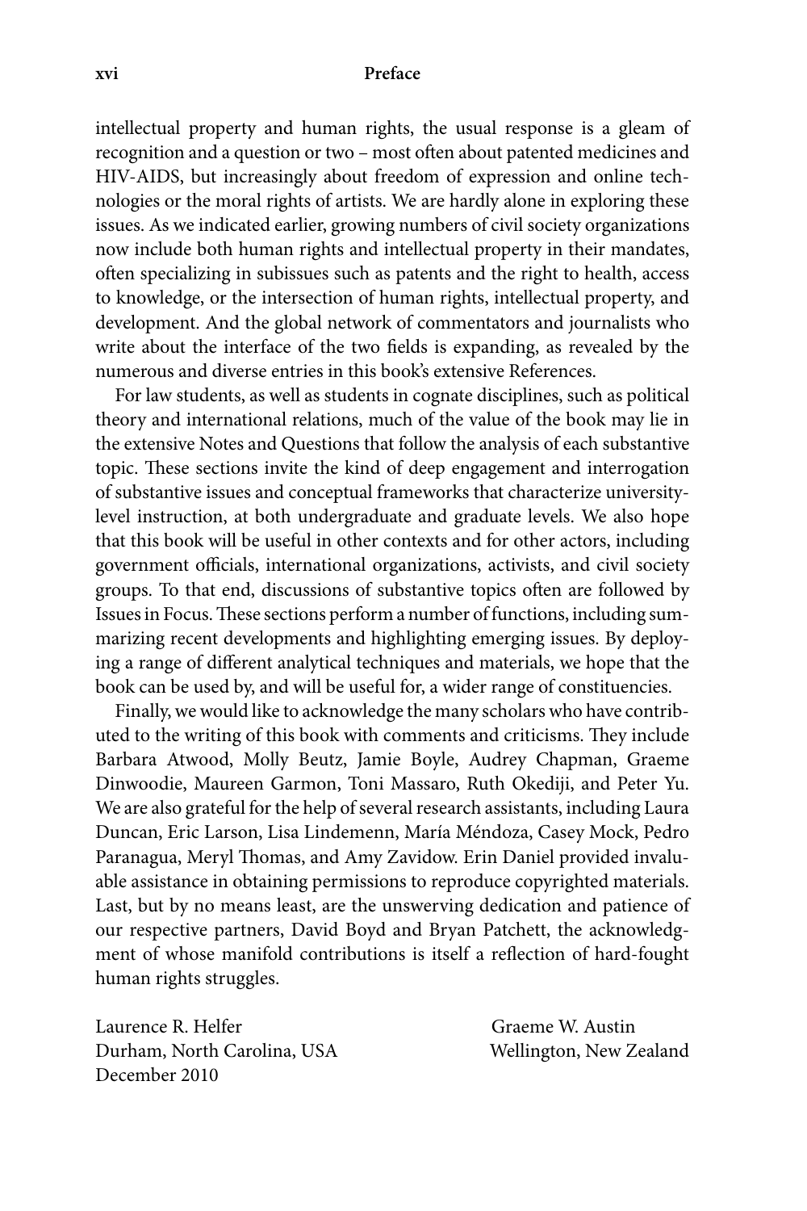intellectual property and human rights, the usual response is a gleam of recognition and a question or two – most often about patented medicines and HIV-AIDS, but increasingly about freedom of expression and online technologies or the moral rights of artists. We are hardly alone in exploring these issues. As we indicated earlier, growing numbers of civil society organizations now include both human rights and intellectual property in their mandates, often specializing in subissues such as patents and the right to health, access to knowledge, or the intersection of human rights, intellectual property, and development. And the global network of commentators and journalists who write about the interface of the two fields is expanding, as revealed by the numerous and diverse entries in this book's extensive References.

For law students, as well as students in cognate disciplines, such as political theory and international relations, much of the value of the book may lie in the extensive Notes and Questions that follow the analysis of each substantive topic. These sections invite the kind of deep engagement and interrogation of substantive issues and conceptual frameworks that characterize university-level instruction, at both undergraduate and graduate levels. We also hope that this book will be useful in other contexts and for other actors, including government officials, international organizations, activists, and civil society groups. To that end, discussions of substantive topics often are followed by Issues in Focus. These sections perform a number of functions, including summarizing recent developments and highlighting emerging issues. By deploying a range of different analytical techniques and materials, we hope that the book can be used by, and will be useful for, a wider range of constituencies.

Finally, we would like to acknowledge the many scholars who have contributed to the writing of this book with comments and criticisms. They include Barbara Atwood, Molly Beutz, Jamie Boyle, Audrey Chapman, Graeme Dinwoodie, Maureen Garmon, Toni Massaro, Ruth Okediji, and Peter Yu. We are also grateful for the help of several research assistants, including Laura Duncan, Eric Larson, Lisa Lindemenn, María Méndoza, Casey Mock, Pedro Paranagua, Meryl Thomas, and Amy Zavidow. Erin Daniel provided invaluable assistance in obtaining permissions to reproduce copyrighted materials. Last, but by no means least, are the unswerving dedication and patience of our respective partners, David Boyd and Bryan Patchett, the acknowledgment of whose manifold contributions is itself a reflection of hard-fought human rights struggles.

Laurence R. Helfer
Durham, North Carolina, USA
December 2010

Graeme W. Austin
Wellington, New Zealand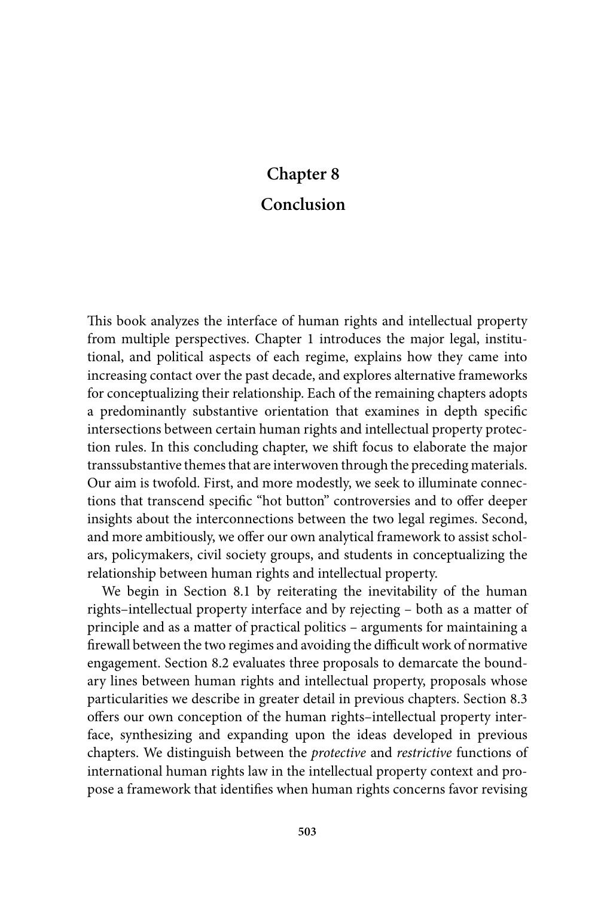# Chapter 8

# Conclusion

This book analyzes the interface of human rights and intellectual property from multiple perspectives. Chapter 1 introduces the major legal, institutional, and political aspects of each regime, explains how they came into increasing contact over the past decade, and explores alternative frameworks for conceptualizing their relationship. Each of the remaining chapters adopts a predominantly substantive orientation that examines in depth specific intersections between certain human rights and intellectual property protection rules. In this concluding chapter, we shift focus to elaborate the major transsubstantive themes that are interwoven through the preceding materials. Our aim is twofold. First, and more modestly, we seek to illuminate connections that transcend specific "hot button" controversies and to offer deeper insights about the interconnections between the two legal regimes. Second, and more ambitiously, we offer our own analytical framework to assist scholars, policymakers, civil society groups, and students in conceptualizing the relationship between human rights and intellectual property.

We begin in Section 8.1 by reiterating the inevitability of the human rights–intellectual property interface and by rejecting – both as a matter of principle and as a matter of practical politics – arguments for maintaining a firewall between the two regimes and avoiding the difficult work of normative engagement. Section 8.2 evaluates three proposals to demarcate the boundary lines between human rights and intellectual property, proposals whose particularities we describe in greater detail in previous chapters. Section 8.3 offers our own conception of the human rights–intellectual property interface, synthesizing and expanding upon the ideas developed in previous chapters. We distinguish between the *protective* and *restrictive* functions of international human rights law in the intellectual property context and propose a framework that identifies when human rights concerns favor revising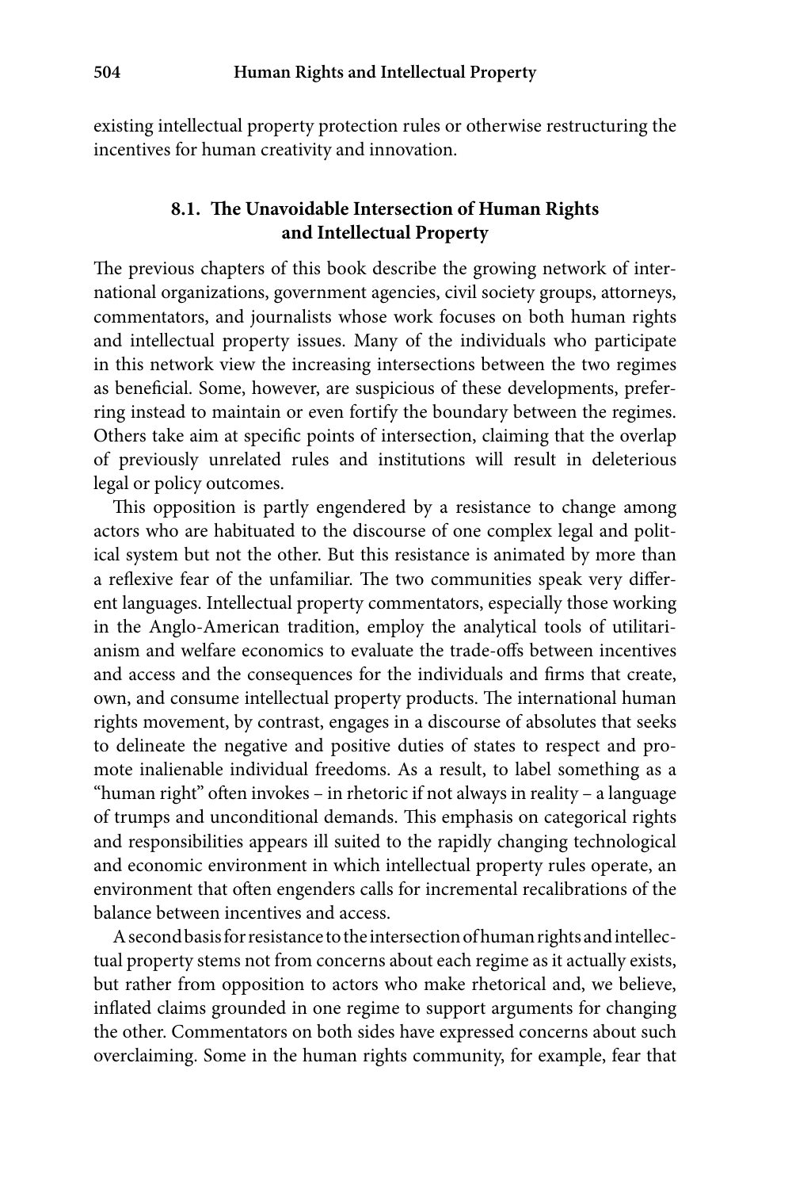existing intellectual property protection rules or otherwise restructuring the incentives for human creativity and innovation.

## 8.1. The Unavoidable Intersection of Human Rights and Intellectual Property

The previous chapters of this book describe the growing network of international organizations, government agencies, civil society groups, attorneys, commentators, and journalists whose work focuses on both human rights and intellectual property issues. Many of the individuals who participate in this network view the increasing intersections between the two regimes as beneficial. Some, however, are suspicious of these developments, preferring instead to maintain or even fortify the boundary between the regimes. Others take aim at specific points of intersection, claiming that the overlap of previously unrelated rules and institutions will result in deleterious legal or policy outcomes.

This opposition is partly engendered by a resistance to change among actors who are habituated to the discourse of one complex legal and political system but not the other. But this resistance is animated by more than a reflexive fear of the unfamiliar. The two communities speak very different languages. Intellectual property commentators, especially those working in the Anglo-American tradition, employ the analytical tools of utilitarianism and welfare economics to evaluate the trade-offs between incentives and access and the consequences for the individuals and firms that create, own, and consume intellectual property products. The international human rights movement, by contrast, engages in a discourse of absolutes that seeks to delineate the negative and positive duties of states to respect and promote inalienable individual freedoms. As a result, to label something as a "human right" often invokes – in rhetoric if not always in reality – a language of trumps and unconditional demands. This emphasis on categorical rights and responsibilities appears ill suited to the rapidly changing technological and economic environment in which intellectual property rules operate, an environment that often engenders calls for incremental recalibrations of the balance between incentives and access.

A second basis for resistance to the intersection of human rights and intellectual property stems not from concerns about each regime as it actually exists, but rather from opposition to actors who make rhetorical and, we believe, inflated claims grounded in one regime to support arguments for changing the other. Commentators on both sides have expressed concerns about such overclaiming. Some in the human rights community, for example, fear that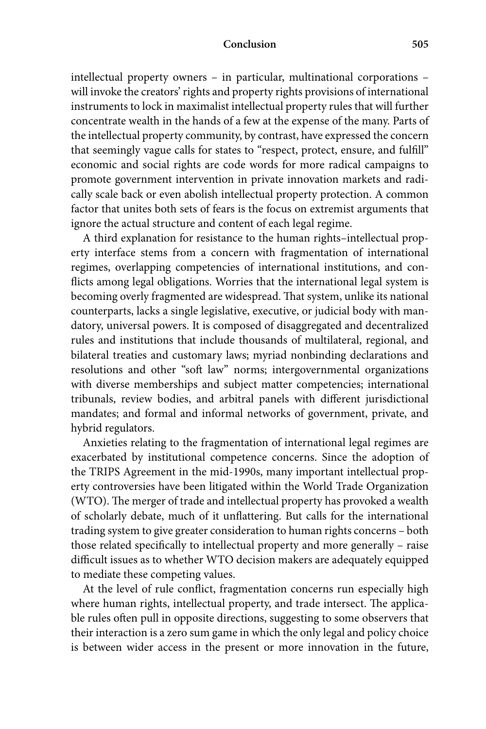intellectual property owners – in particular, multinational corporations – will invoke the creators' rights and property rights provisions of international instruments to lock in maximalist intellectual property rules that will further concentrate wealth in the hands of a few at the expense of the many. Parts of the intellectual property community, by contrast, have expressed the concern that seemingly vague calls for states to "respect, protect, ensure, and fulfill" economic and social rights are code words for more radical campaigns to promote government intervention in private innovation markets and radically scale back or even abolish intellectual property protection. A common factor that unites both sets of fears is the focus on extremist arguments that ignore the actual structure and content of each legal regime.

A third explanation for resistance to the human rights–intellectual property interface stems from a concern with fragmentation of international regimes, overlapping competencies of international institutions, and conflicts among legal obligations. Worries that the international legal system is becoming overly fragmented are widespread. That system, unlike its national counterparts, lacks a single legislative, executive, or judicial body with mandatory, universal powers. It is composed of disaggregated and decentralized rules and institutions that include thousands of multilateral, regional, and bilateral treaties and customary laws; myriad nonbinding declarations and resolutions and other "soft law" norms; intergovernmental organizations with diverse memberships and subject matter competencies; international tribunals, review bodies, and arbitral panels with different jurisdictional mandates; and formal and informal networks of government, private, and hybrid regulators.

Anxieties relating to the fragmentation of international legal regimes are exacerbated by institutional competence concerns. Since the adoption of the TRIPS Agreement in the mid-1990s, many important intellectual property controversies have been litigated within the World Trade Organization (WTO). The merger of trade and intellectual property has provoked a wealth of scholarly debate, much of it unflattering. But calls for the international trading system to give greater consideration to human rights concerns – both those related specifically to intellectual property and more generally – raise difficult issues as to whether WTO decision makers are adequately equipped to mediate these competing values.

At the level of rule conflict, fragmentation concerns run especially high where human rights, intellectual property, and trade intersect. The applicable rules often pull in opposite directions, suggesting to some observers that their interaction is a zero sum game in which the only legal and policy choice is between wider access in the present or more innovation in the future,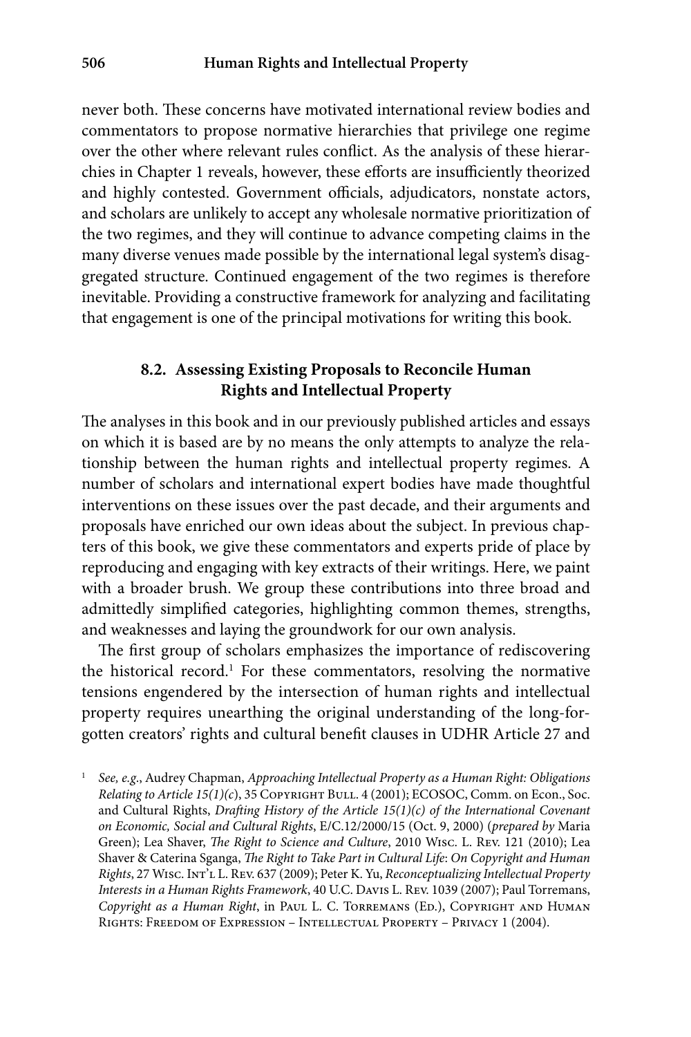never both. These concerns have motivated international review bodies and commentators to propose normative hierarchies that privilege one regime over the other where relevant rules conflict. As the analysis of these hierarchies in Chapter 1 reveals, however, these efforts are insufficiently theorized and highly contested. Government officials, adjudicators, nonstate actors, and scholars are unlikely to accept any wholesale normative prioritization of the two regimes, and they will continue to advance competing claims in the many diverse venues made possible by the international legal system's disaggregated structure. Continued engagement of the two regimes is therefore inevitable. Providing a constructive framework for analyzing and facilitating that engagement is one of the principal motivations for writing this book.

### 8.2. Assessing Existing Proposals to Reconcile Human Rights and Intellectual Property

The analyses in this book and in our previously published articles and essays on which it is based are by no means the only attempts to analyze the relationship between the human rights and intellectual property regimes. A number of scholars and international expert bodies have made thoughtful interventions on these issues over the past decade, and their arguments and proposals have enriched our own ideas about the subject. In previous chapters of this book, we give these commentators and experts pride of place by reproducing and engaging with key extracts of their writings. Here, we paint with a broader brush. We group these contributions into three broad and admittedly simplified categories, highlighting common themes, strengths, and weaknesses and laying the groundwork for our own analysis.

The first group of scholars emphasizes the importance of rediscovering the historical record.[1] For these commentators, resolving the normative tensions engendered by the intersection of human rights and intellectual property requires unearthing the original understanding of the long-forgotten creators' rights and cultural benefit clauses in UDHR Article 27 and

[1] *See, e.g.*, Audrey Chapman, *Approaching Intellectual Property as a Human Right: Obligations Relating to Article 15(1)(c)*, 35 Copyright Bull. 4 (2001); ECOSOC, Comm. on Econ., Soc. and Cultural Rights, *Drafting History of the Article 15(1)(c) of the International Covenant on Economic, Social and Cultural Rights*, E/C.12/2000/15 (Oct. 9, 2000) (*prepared by* Maria Green); Lea Shaver, *The Right to Science and Culture*, 2010 Wisc. L. Rev. 121 (2010); Lea Shaver & Caterina Sganga, *The Right to Take Part in Cultural Life*: *On Copyright and Human Rights*, 27 Wisc. Int'l L. Rev. 637 (2009); Peter K. Yu, *Reconceptualizing Intellectual Property Interests in a Human Rights Framework*, 40 U.C. Davis L. Rev. 1039 (2007); Paul Torremans, *Copyright as a Human Right*, in Paul L. C. Torremans (Ed.), Copyright and Human Rights: Freedom of Expression – Intellectual Property – Privacy 1 (2004).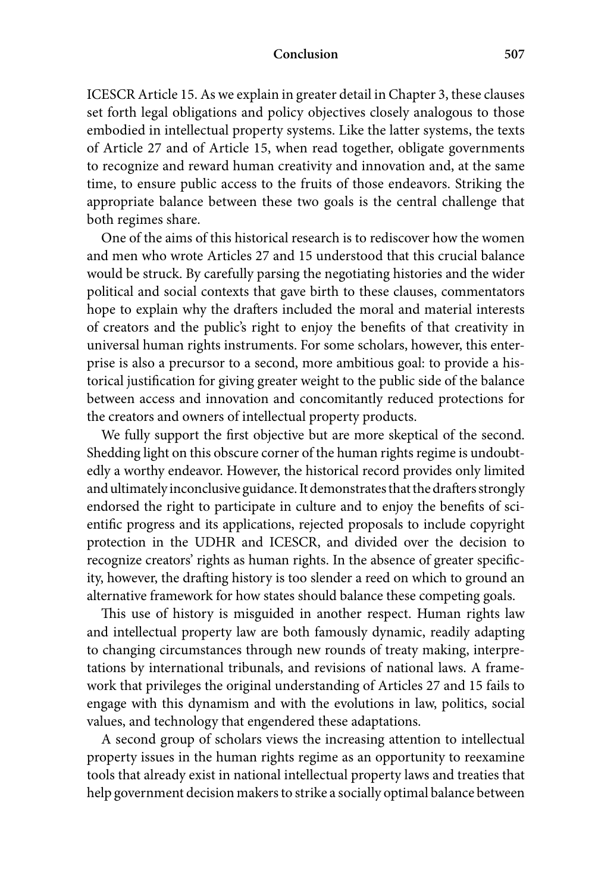ICESCR Article 15. As we explain in greater detail in Chapter 3, these clauses set forth legal obligations and policy objectives closely analogous to those embodied in intellectual property systems. Like the latter systems, the texts of Article 27 and of Article 15, when read together, obligate governments to recognize and reward human creativity and innovation and, at the same time, to ensure public access to the fruits of those endeavors. Striking the appropriate balance between these two goals is the central challenge that both regimes share.

One of the aims of this historical research is to rediscover how the women and men who wrote Articles 27 and 15 understood that this crucial balance would be struck. By carefully parsing the negotiating histories and the wider political and social contexts that gave birth to these clauses, commentators hope to explain why the drafters included the moral and material interests of creators and the public's right to enjoy the benefits of that creativity in universal human rights instruments. For some scholars, however, this enterprise is also a precursor to a second, more ambitious goal: to provide a historical justification for giving greater weight to the public side of the balance between access and innovation and concomitantly reduced protections for the creators and owners of intellectual property products.

We fully support the first objective but are more skeptical of the second. Shedding light on this obscure corner of the human rights regime is undoubtedly a worthy endeavor. However, the historical record provides only limited and ultimately inconclusive guidance. It demonstrates that the drafters strongly endorsed the right to participate in culture and to enjoy the benefits of scientific progress and its applications, rejected proposals to include copyright protection in the UDHR and ICESCR, and divided over the decision to recognize creators' rights as human rights. In the absence of greater specificity, however, the drafting history is too slender a reed on which to ground an alternative framework for how states should balance these competing goals.

This use of history is misguided in another respect. Human rights law and intellectual property law are both famously dynamic, readily adapting to changing circumstances through new rounds of treaty making, interpretations by international tribunals, and revisions of national laws. A framework that privileges the original understanding of Articles 27 and 15 fails to engage with this dynamism and with the evolutions in law, politics, social values, and technology that engendered these adaptations.

A second group of scholars views the increasing attention to intellectual property issues in the human rights regime as an opportunity to reexamine tools that already exist in national intellectual property laws and treaties that help government decision makers to strike a socially optimal balance between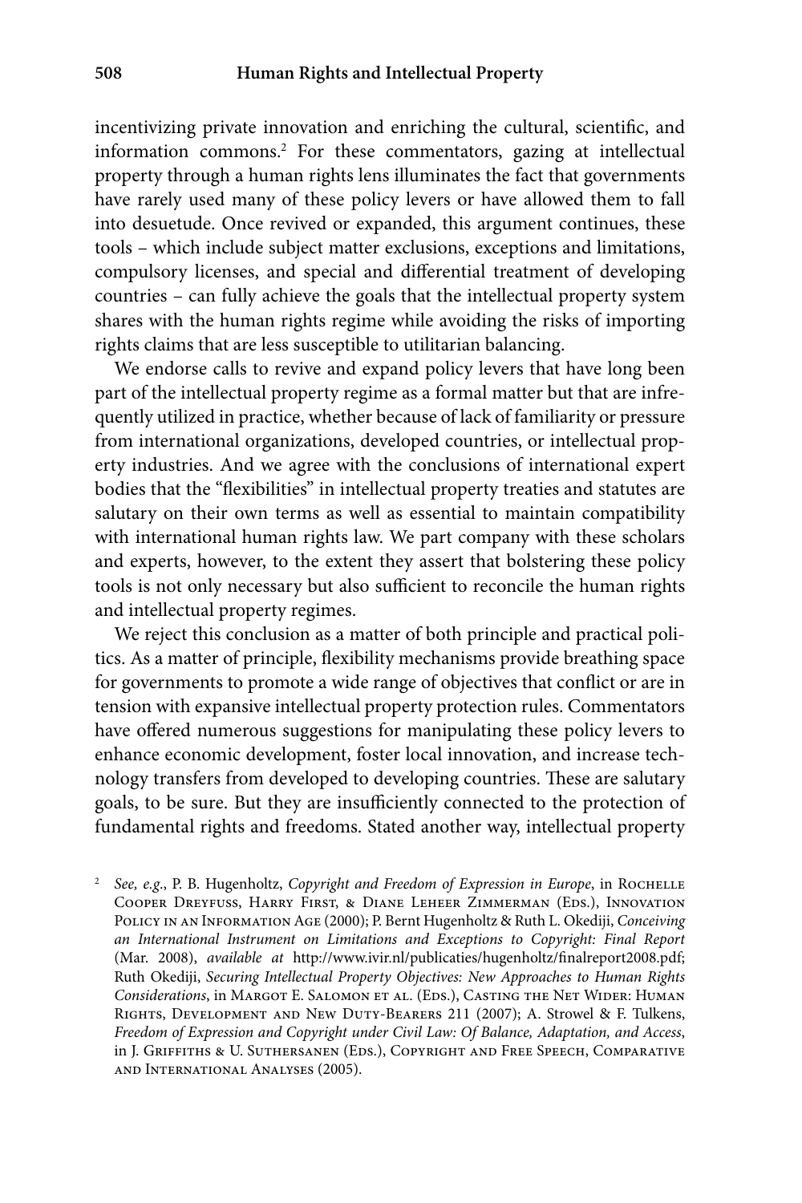incentivizing private innovation and enriching the cultural, scientific, and information commons.[2] For these commentators, gazing at intellectual property through a human rights lens illuminates the fact that governments have rarely used many of these policy levers or have allowed them to fall into desuetude. Once revived or expanded, this argument continues, these tools – which include subject matter exclusions, exceptions and limitations, compulsory licenses, and special and differential treatment of developing countries – can fully achieve the goals that the intellectual property system shares with the human rights regime while avoiding the risks of importing rights claims that are less susceptible to utilitarian balancing.

We endorse calls to revive and expand policy levers that have long been part of the intellectual property regime as a formal matter but that are infrequently utilized in practice, whether because of lack of familiarity or pressure from international organizations, developed countries, or intellectual property industries. And we agree with the conclusions of international expert bodies that the "flexibilities" in intellectual property treaties and statutes are salutary on their own terms as well as essential to maintain compatibility with international human rights law. We part company with these scholars and experts, however, to the extent they assert that bolstering these policy tools is not only necessary but also sufficient to reconcile the human rights and intellectual property regimes.

We reject this conclusion as a matter of both principle and practical politics. As a matter of principle, flexibility mechanisms provide breathing space for governments to promote a wide range of objectives that conflict or are in tension with expansive intellectual property protection rules. Commentators have offered numerous suggestions for manipulating these policy levers to enhance economic development, foster local innovation, and increase technology transfers from developed to developing countries. These are salutary goals, to be sure. But they are insufficiently connected to the protection of fundamental rights and freedoms. Stated another way, intellectual property

[2] *See, e.g.*, P. B. Hugenholtz, *Copyright and Freedom of Expression in Europe*, in Rochelle Cooper Dreyfuss, Harry First, & Diane Leheer Zimmerman (Eds.), Innovation Policy in an Information Age (2000); P. Bernt Hugenholtz & Ruth L. Okediji, *Conceiving an International Instrument on Limitations and Exceptions to Copyright: Final Report* (Mar. 2008), *available at* http://www.ivir.nl/publicaties/hugenholtz/finalreport2008.pdf; Ruth Okediji, *Securing Intellectual Property Objectives: New Approaches to Human Rights Considerations*, in Margot E. Salomon et al. (Eds.), Casting the Net Wider: Human Rights, Development and New Duty-Bearers 211 (2007); A. Strowel & F. Tulkens, *Freedom of Expression and Copyright under Civil Law: Of Balance, Adaptation, and Access*, in J. Griffiths & U. Suthersanen (Eds.), Copyright and Free Speech, Comparative and International Analyses (2005).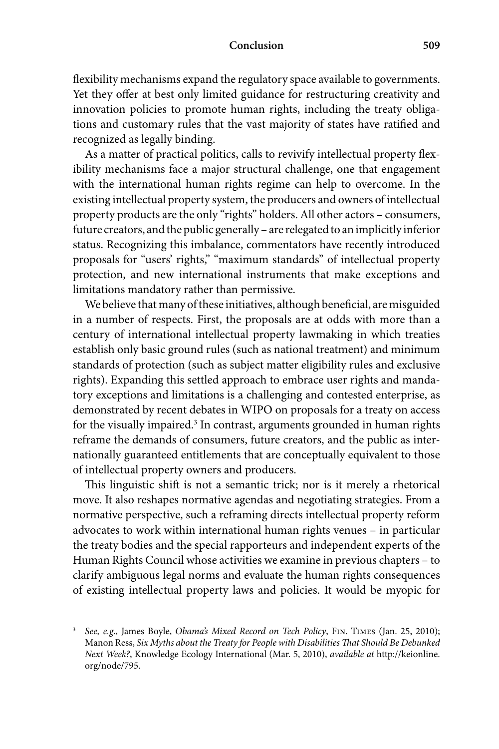flexibility mechanisms expand the regulatory space available to governments. Yet they offer at best only limited guidance for restructuring creativity and innovation policies to promote human rights, including the treaty obligations and customary rules that the vast majority of states have ratified and recognized as legally binding.

As a matter of practical politics, calls to revivify intellectual property flexibility mechanisms face a major structural challenge, one that engagement with the international human rights regime can help to overcome. In the existing intellectual property system, the producers and owners of intellectual property products are the only "rights" holders. All other actors – consumers, future creators, and the public generally – are relegated to an implicitly inferior status. Recognizing this imbalance, commentators have recently introduced proposals for "users' rights," "maximum standards" of intellectual property protection, and new international instruments that make exceptions and limitations mandatory rather than permissive.

We believe that many of these initiatives, although beneficial, are misguided in a number of respects. First, the proposals are at odds with more than a century of international intellectual property lawmaking in which treaties establish only basic ground rules (such as national treatment) and minimum standards of protection (such as subject matter eligibility rules and exclusive rights). Expanding this settled approach to embrace user rights and mandatory exceptions and limitations is a challenging and contested enterprise, as demonstrated by recent debates in WIPO on proposals for a treaty on access for the visually impaired.[3] In contrast, arguments grounded in human rights reframe the demands of consumers, future creators, and the public as internationally guaranteed entitlements that are conceptually equivalent to those of intellectual property owners and producers.

This linguistic shift is not a semantic trick; nor is it merely a rhetorical move. It also reshapes normative agendas and negotiating strategies. From a normative perspective, such a reframing directs intellectual property reform advocates to work within international human rights venues – in particular the treaty bodies and the special rapporteurs and independent experts of the Human Rights Council whose activities we examine in previous chapters – to clarify ambiguous legal norms and evaluate the human rights consequences of existing intellectual property laws and policies. It would be myopic for

[3] *See, e.g.*, James Boyle, *Obama's Mixed Record on Tech Policy*, Fin. Times (Jan. 25, 2010); Manon Ress, *Six Myths about the Treaty for People with Disabilities That Should Be Debunked Next Week?*, Knowledge Ecology International (Mar. 5, 2010), *available at* http://keionline.org/node/795.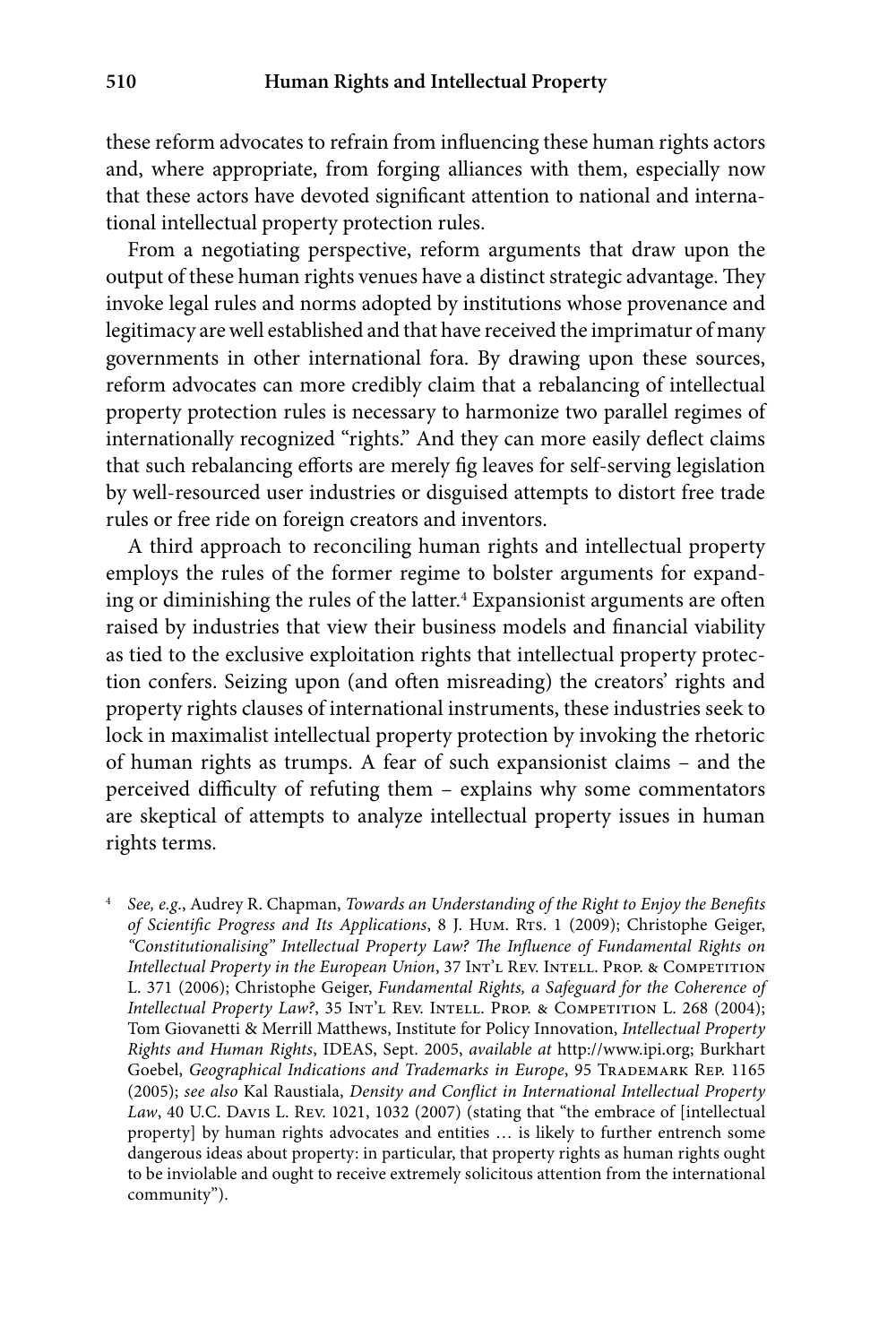these reform advocates to refrain from influencing these human rights actors and, where appropriate, from forging alliances with them, especially now that these actors have devoted significant attention to national and international intellectual property protection rules.

From a negotiating perspective, reform arguments that draw upon the output of these human rights venues have a distinct strategic advantage. They invoke legal rules and norms adopted by institutions whose provenance and legitimacy are well established and that have received the imprimatur of many governments in other international fora. By drawing upon these sources, reform advocates can more credibly claim that a rebalancing of intellectual property protection rules is necessary to harmonize two parallel regimes of internationally recognized "rights." And they can more easily deflect claims that such rebalancing efforts are merely fig leaves for self-serving legislation by well-resourced user industries or disguised attempts to distort free trade rules or free ride on foreign creators and inventors.

A third approach to reconciling human rights and intellectual property employs the rules of the former regime to bolster arguments for expanding or diminishing the rules of the latter.[4] Expansionist arguments are often raised by industries that view their business models and financial viability as tied to the exclusive exploitation rights that intellectual property protection confers. Seizing upon (and often misreading) the creators' rights and property rights clauses of international instruments, these industries seek to lock in maximalist intellectual property protection by invoking the rhetoric of human rights as trumps. A fear of such expansionist claims – and the perceived difficulty of refuting them – explains why some commentators are skeptical of attempts to analyze intellectual property issues in human rights terms.

[4] *See, e.g.*, Audrey R. Chapman, *Towards an Understanding of the Right to Enjoy the Benefits of Scientific Progress and Its Applications*, 8 J. Hum. Rts. 1 (2009); Christophe Geiger, *"Constitutionalising" Intellectual Property Law? The Influence of Fundamental Rights on Intellectual Property in the European Union*, 37 Int'l Rev. Intell. Prop. & Competition L. 371 (2006); Christophe Geiger, *Fundamental Rights, a Safeguard for the Coherence of Intellectual Property Law?*, 35 Int'l Rev. Intell. Prop. & Competition L. 268 (2004); Tom Giovanetti & Merrill Matthews, Institute for Policy Innovation, *Intellectual Property Rights and Human Rights*, IDEAS, Sept. 2005, *available at* http://www.ipi.org; Burkhart Goebel, *Geographical Indications and Trademarks in Europe*, 95 Trademark Rep. 1165 (2005); *see also* Kal Raustiala, *Density and Conflict in International Intellectual Property Law*, 40 U.C. Davis L. Rev. 1021, 1032 (2007) (stating that "the embrace of [intellectual property] by human rights advocates and entities … is likely to further entrench some dangerous ideas about property: in particular, that property rights as human rights ought to be inviolable and ought to receive extremely solicitous attention from the international community").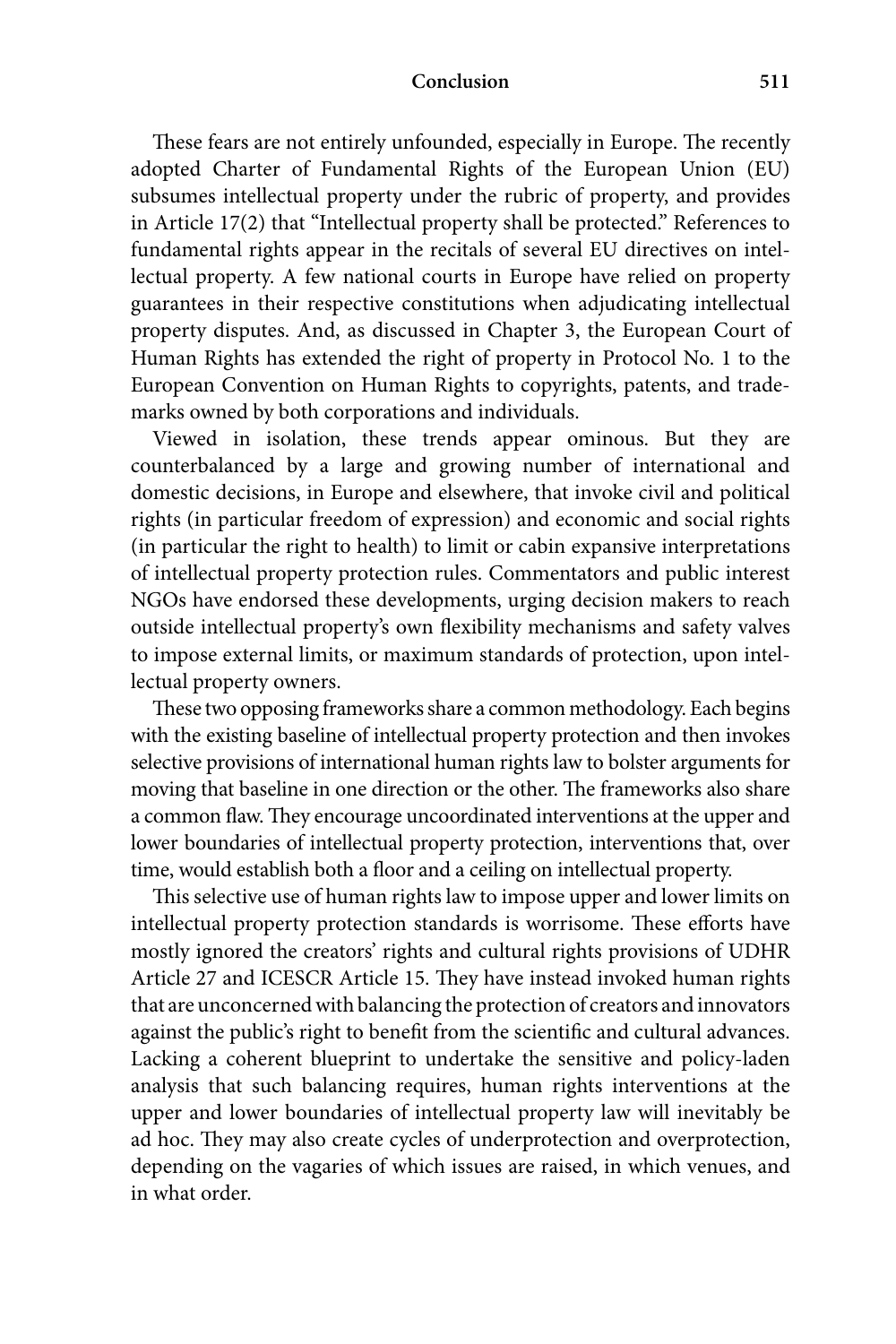These fears are not entirely unfounded, especially in Europe. The recently adopted Charter of Fundamental Rights of the European Union (EU) subsumes intellectual property under the rubric of property, and provides in Article 17(2) that "Intellectual property shall be protected." References to fundamental rights appear in the recitals of several EU directives on intellectual property. A few national courts in Europe have relied on property guarantees in their respective constitutions when adjudicating intellectual property disputes. And, as discussed in Chapter 3, the European Court of Human Rights has extended the right of property in Protocol No. 1 to the European Convention on Human Rights to copyrights, patents, and trademarks owned by both corporations and individuals.

Viewed in isolation, these trends appear ominous. But they are counterbalanced by a large and growing number of international and domestic decisions, in Europe and elsewhere, that invoke civil and political rights (in particular freedom of expression) and economic and social rights (in particular the right to health) to limit or cabin expansive interpretations of intellectual property protection rules. Commentators and public interest NGOs have endorsed these developments, urging decision makers to reach outside intellectual property's own flexibility mechanisms and safety valves to impose external limits, or maximum standards of protection, upon intellectual property owners.

These two opposing frameworks share a common methodology. Each begins with the existing baseline of intellectual property protection and then invokes selective provisions of international human rights law to bolster arguments for moving that baseline in one direction or the other. The frameworks also share a common flaw. They encourage uncoordinated interventions at the upper and lower boundaries of intellectual property protection, interventions that, over time, would establish both a floor and a ceiling on intellectual property.

This selective use of human rights law to impose upper and lower limits on intellectual property protection standards is worrisome. These efforts have mostly ignored the creators' rights and cultural rights provisions of UDHR Article 27 and ICESCR Article 15. They have instead invoked human rights that are unconcerned with balancing the protection of creators and innovators against the public's right to benefit from the scientific and cultural advances. Lacking a coherent blueprint to undertake the sensitive and policy-laden analysis that such balancing requires, human rights interventions at the upper and lower boundaries of intellectual property law will inevitably be ad hoc. They may also create cycles of underprotection and overprotection, depending on the vagaries of which issues are raised, in which venues, and in what order.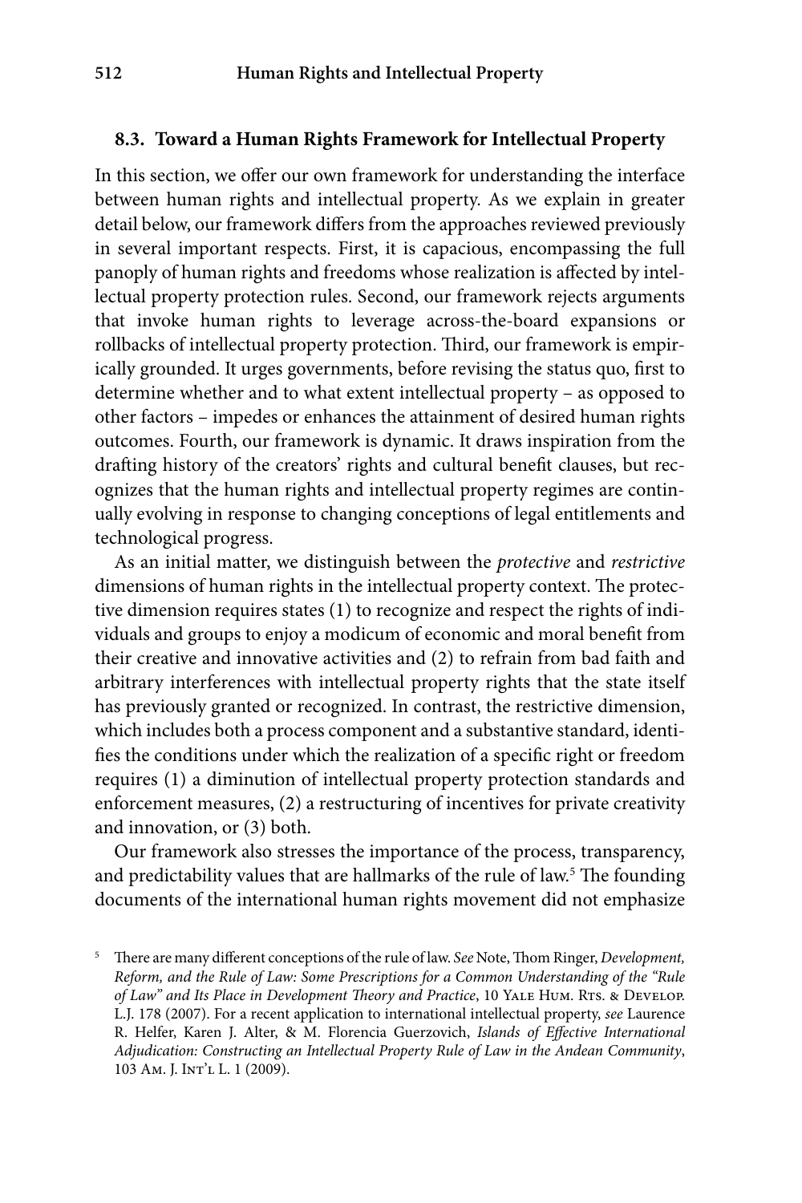### 8.3. Toward a Human Rights Framework for Intellectual Property

In this section, we offer our own framework for understanding the interface between human rights and intellectual property. As we explain in greater detail below, our framework differs from the approaches reviewed previously in several important respects. First, it is capacious, encompassing the full panoply of human rights and freedoms whose realization is affected by intellectual property protection rules. Second, our framework rejects arguments that invoke human rights to leverage across-the-board expansions or rollbacks of intellectual property protection. Third, our framework is empirically grounded. It urges governments, before revising the status quo, first to determine whether and to what extent intellectual property – as opposed to other factors – impedes or enhances the attainment of desired human rights outcomes. Fourth, our framework is dynamic. It draws inspiration from the drafting history of the creators' rights and cultural benefit clauses, but recognizes that the human rights and intellectual property regimes are continually evolving in response to changing conceptions of legal entitlements and technological progress.

As an initial matter, we distinguish between the *protective* and *restrictive* dimensions of human rights in the intellectual property context. The protective dimension requires states (1) to recognize and respect the rights of individuals and groups to enjoy a modicum of economic and moral benefit from their creative and innovative activities and (2) to refrain from bad faith and arbitrary interferences with intellectual property rights that the state itself has previously granted or recognized. In contrast, the restrictive dimension, which includes both a process component and a substantive standard, identifies the conditions under which the realization of a specific right or freedom requires (1) a diminution of intellectual property protection standards and enforcement measures, (2) a restructuring of incentives for private creativity and innovation, or (3) both.

Our framework also stresses the importance of the process, transparency, and predictability values that are hallmarks of the rule of law.[5] The founding documents of the international human rights movement did not emphasize

[5] There are many different conceptions of the rule of law. *See* Note, Thom Ringer, *Development, Reform, and the Rule of Law: Some Prescriptions for a Common Understanding of the "Rule of Law" and Its Place in Development Theory and Practice*, 10 Yale Hum. Rts. & Develop. L.J. 178 (2007). For a recent application to international intellectual property, *see* Laurence R. Helfer, Karen J. Alter, & M. Florencia Guerzovich, *Islands of Effective International Adjudication: Constructing an Intellectual Property Rule of Law in the Andean Community*, 103 Am. J. Int'l L. 1 (2009).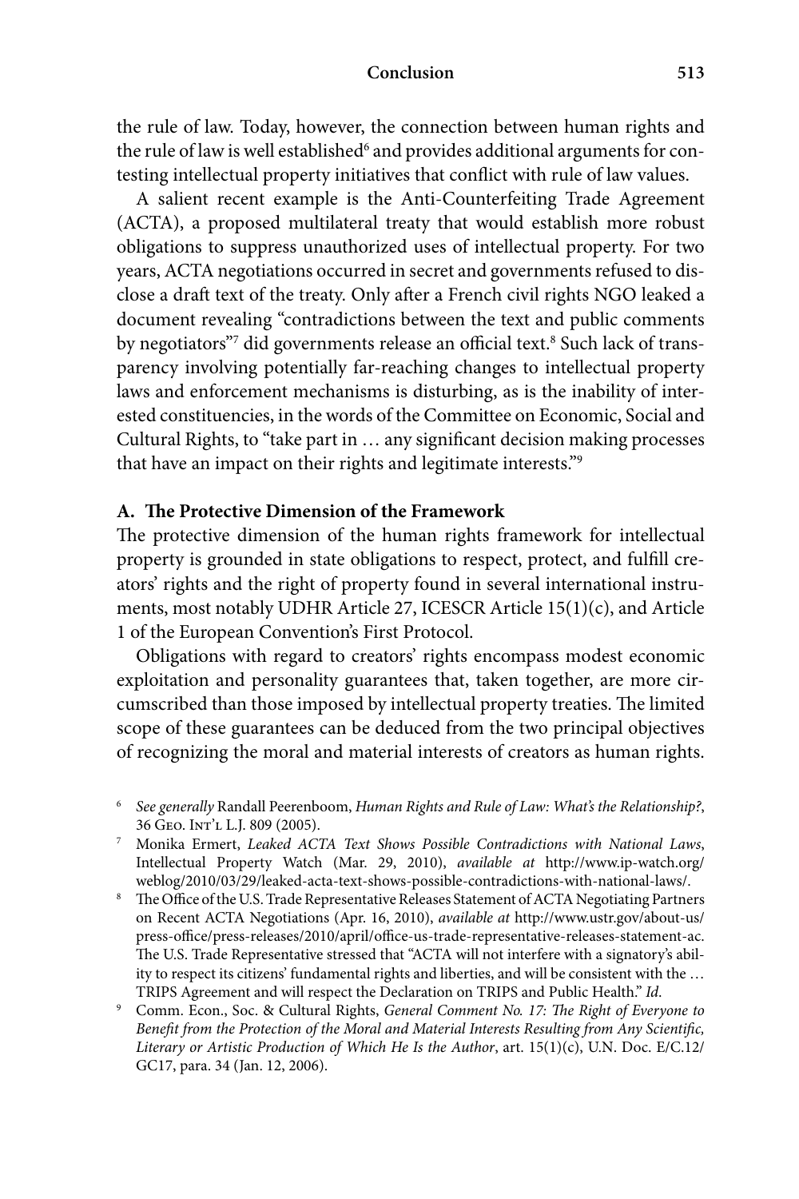the rule of law. Today, however, the connection between human rights and the rule of law is well established[6] and provides additional arguments for contesting intellectual property initiatives that conflict with rule of law values.

A salient recent example is the Anti-Counterfeiting Trade Agreement (ACTA), a proposed multilateral treaty that would establish more robust obligations to suppress unauthorized uses of intellectual property. For two years, ACTA negotiations occurred in secret and governments refused to disclose a draft text of the treaty. Only after a French civil rights NGO leaked a document revealing "contradictions between the text and public comments by negotiators"[7] did governments release an official text.[8] Such lack of transparency involving potentially far-reaching changes to intellectual property laws and enforcement mechanisms is disturbing, as is the inability of interested constituencies, in the words of the Committee on Economic, Social and Cultural Rights, to "take part in … any significant decision making processes that have an impact on their rights and legitimate interests."[9]

### A. The Protective Dimension of the Framework

The protective dimension of the human rights framework for intellectual property is grounded in state obligations to respect, protect, and fulfill creators' rights and the right of property found in several international instruments, most notably UDHR Article 27, ICESCR Article 15(1)(c), and Article 1 of the European Convention's First Protocol.

Obligations with regard to creators' rights encompass modest economic exploitation and personality guarantees that, taken together, are more circumscribed than those imposed by intellectual property treaties. The limited scope of these guarantees can be deduced from the two principal objectives of recognizing the moral and material interests of creators as human rights.

---

[6] *See generally* Randall Peerenboom, *Human Rights and Rule of Law: What's the Relationship?*, 36 Geo. Int'l L.J. 809 (2005).

[7] Monika Ermert, *Leaked ACTA Text Shows Possible Contradictions with National Laws*, Intellectual Property Watch (Mar. 29, 2010), *available at* http://www.ip-watch.org/weblog/2010/03/29/leaked-acta-text-shows-possible-contradictions-with-national-laws/.

[8] The Office of the U.S. Trade Representative Releases Statement of ACTA Negotiating Partners on Recent ACTA Negotiations (Apr. 16, 2010), *available at* http://www.ustr.gov/about-us/press-office/press-releases/2010/april/office-us-trade-representative-releases-statement-ac. The U.S. Trade Representative stressed that "ACTA will not interfere with a signatory's ability to respect its citizens' fundamental rights and liberties, and will be consistent with the … TRIPS Agreement and will respect the Declaration on TRIPS and Public Health." *Id*.

[9] Comm. Econ., Soc. & Cultural Rights, *General Comment No. 17: The Right of Everyone to Benefit from the Protection of the Moral and Material Interests Resulting from Any Scientific, Literary or Artistic Production of Which He Is the Author*, art. 15(1)(c), U.N. Doc. E/C.12/GC17, para. 34 (Jan. 12, 2006).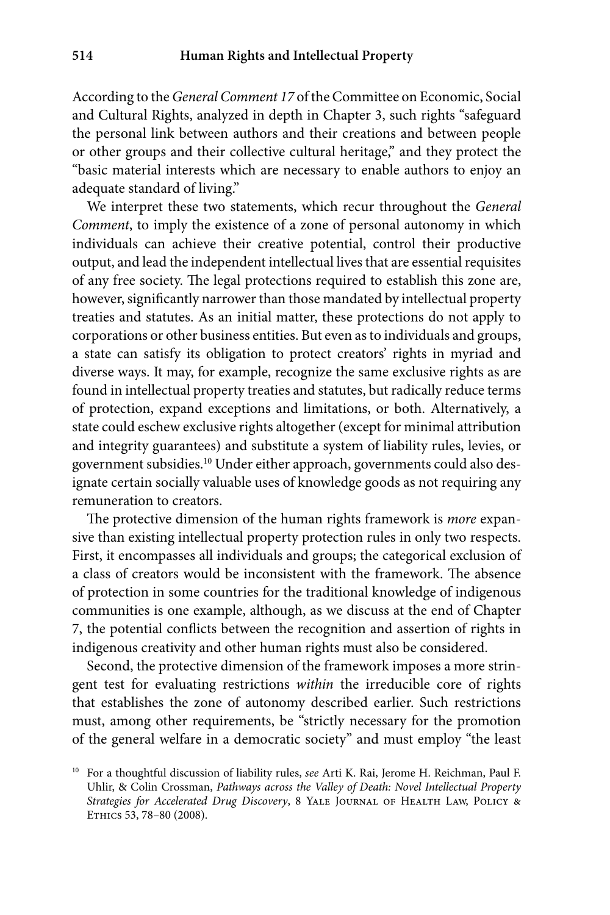According to the *General Comment 17* of the Committee on Economic, Social and Cultural Rights, analyzed in depth in Chapter 3, such rights "safeguard the personal link between authors and their creations and between people or other groups and their collective cultural heritage," and they protect the "basic material interests which are necessary to enable authors to enjoy an adequate standard of living."

We interpret these two statements, which recur throughout the *General Comment*, to imply the existence of a zone of personal autonomy in which individuals can achieve their creative potential, control their productive output, and lead the independent intellectual lives that are essential requisites of any free society. The legal protections required to establish this zone are, however, significantly narrower than those mandated by intellectual property treaties and statutes. As an initial matter, these protections do not apply to corporations or other business entities. But even as to individuals and groups, a state can satisfy its obligation to protect creators' rights in myriad and diverse ways. It may, for example, recognize the same exclusive rights as are found in intellectual property treaties and statutes, but radically reduce terms of protection, expand exceptions and limitations, or both. Alternatively, a state could eschew exclusive rights altogether (except for minimal attribution and integrity guarantees) and substitute a system of liability rules, levies, or government subsidies.[10] Under either approach, governments could also designate certain socially valuable uses of knowledge goods as not requiring any remuneration to creators.

The protective dimension of the human rights framework is *more* expansive than existing intellectual property protection rules in only two respects. First, it encompasses all individuals and groups; the categorical exclusion of a class of creators would be inconsistent with the framework. The absence of protection in some countries for the traditional knowledge of indigenous communities is one example, although, as we discuss at the end of Chapter 7, the potential conflicts between the recognition and assertion of rights in indigenous creativity and other human rights must also be considered.

Second, the protective dimension of the framework imposes a more stringent test for evaluating restrictions *within* the irreducible core of rights that establishes the zone of autonomy described earlier. Such restrictions must, among other requirements, be "strictly necessary for the promotion of the general welfare in a democratic society" and must employ "the least

[10] For a thoughtful discussion of liability rules, *see* Arti K. Rai, Jerome H. Reichman, Paul F. Uhlir, & Colin Crossman, *Pathways across the Valley of Death: Novel Intellectual Property Strategies for Accelerated Drug Discovery*, 8 Yale Journal of Health Law, Policy & Ethics 53, 78–80 (2008).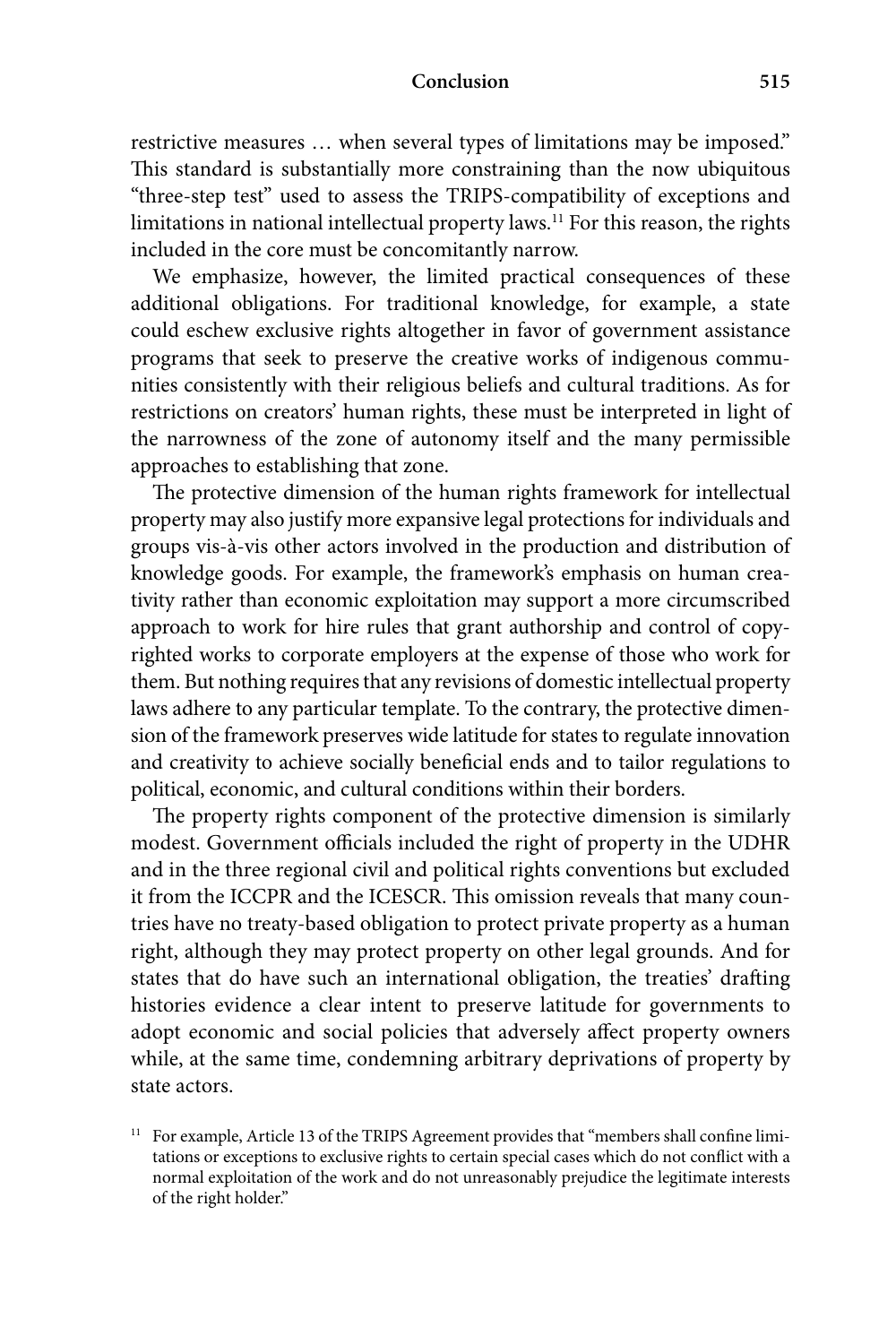restrictive measures … when several types of limitations may be imposed." This standard is substantially more constraining than the now ubiquitous "three-step test" used to assess the TRIPS-compatibility of exceptions and limitations in national intellectual property laws.[11] For this reason, the rights included in the core must be concomitantly narrow.

We emphasize, however, the limited practical consequences of these additional obligations. For traditional knowledge, for example, a state could eschew exclusive rights altogether in favor of government assistance programs that seek to preserve the creative works of indigenous communities consistently with their religious beliefs and cultural traditions. As for restrictions on creators' human rights, these must be interpreted in light of the narrowness of the zone of autonomy itself and the many permissible approaches to establishing that zone.

The protective dimension of the human rights framework for intellectual property may also justify more expansive legal protections for individuals and groups vis-à-vis other actors involved in the production and distribution of knowledge goods. For example, the framework's emphasis on human creativity rather than economic exploitation may support a more circumscribed approach to work for hire rules that grant authorship and control of copyrighted works to corporate employers at the expense of those who work for them. But nothing requires that any revisions of domestic intellectual property laws adhere to any particular template. To the contrary, the protective dimension of the framework preserves wide latitude for states to regulate innovation and creativity to achieve socially beneficial ends and to tailor regulations to political, economic, and cultural conditions within their borders.

The property rights component of the protective dimension is similarly modest. Government officials included the right of property in the UDHR and in the three regional civil and political rights conventions but excluded it from the ICCPR and the ICESCR. This omission reveals that many countries have no treaty-based obligation to protect private property as a human right, although they may protect property on other legal grounds. And for states that do have such an international obligation, the treaties' drafting histories evidence a clear intent to preserve latitude for governments to adopt economic and social policies that adversely affect property owners while, at the same time, condemning arbitrary deprivations of property by state actors.

[11] For example, Article 13 of the TRIPS Agreement provides that "members shall confine limitations or exceptions to exclusive rights to certain special cases which do not conflict with a normal exploitation of the work and do not unreasonably prejudice the legitimate interests of the right holder."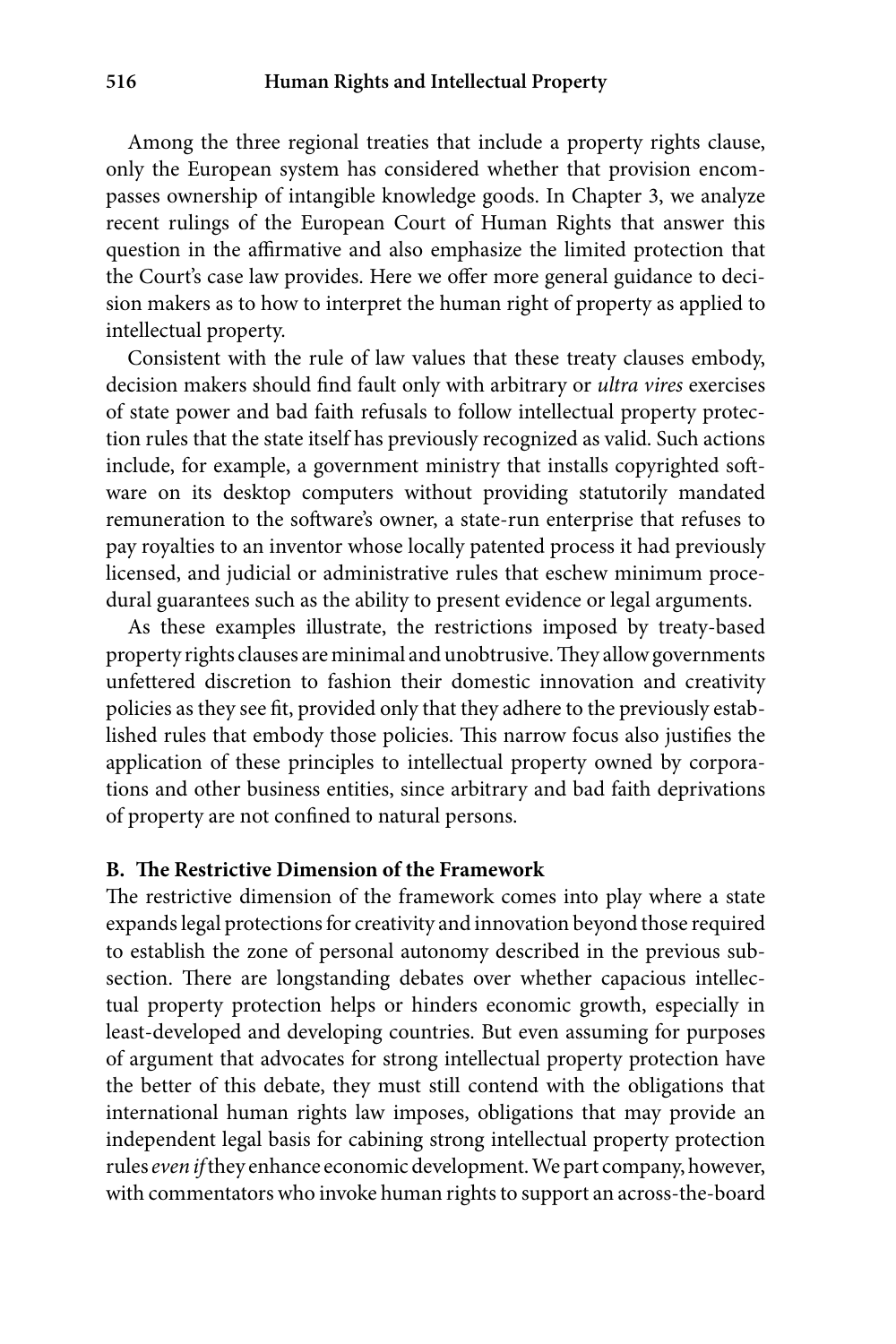Among the three regional treaties that include a property rights clause, only the European system has considered whether that provision encompasses ownership of intangible knowledge goods. In Chapter 3, we analyze recent rulings of the European Court of Human Rights that answer this question in the affirmative and also emphasize the limited protection that the Court's case law provides. Here we offer more general guidance to decision makers as to how to interpret the human right of property as applied to intellectual property.

Consistent with the rule of law values that these treaty clauses embody, decision makers should find fault only with arbitrary or *ultra vires* exercises of state power and bad faith refusals to follow intellectual property protection rules that the state itself has previously recognized as valid. Such actions include, for example, a government ministry that installs copyrighted software on its desktop computers without providing statutorily mandated remuneration to the software's owner, a state-run enterprise that refuses to pay royalties to an inventor whose locally patented process it had previously licensed, and judicial or administrative rules that eschew minimum procedural guarantees such as the ability to present evidence or legal arguments.

As these examples illustrate, the restrictions imposed by treaty-based property rights clauses are minimal and unobtrusive. They allow governments unfettered discretion to fashion their domestic innovation and creativity policies as they see fit, provided only that they adhere to the previously established rules that embody those policies. This narrow focus also justifies the application of these principles to intellectual property owned by corporations and other business entities, since arbitrary and bad faith deprivations of property are not confined to natural persons.

### B. The Restrictive Dimension of the Framework

The restrictive dimension of the framework comes into play where a state expands legal protections for creativity and innovation beyond those required to establish the zone of personal autonomy described in the previous subsection. There are longstanding debates over whether capacious intellectual property protection helps or hinders economic growth, especially in least-developed and developing countries. But even assuming for purposes of argument that advocates for strong intellectual property protection have the better of this debate, they must still contend with the obligations that international human rights law imposes, obligations that may provide an independent legal basis for cabining strong intellectual property protection rules *even if* they enhance economic development. We part company, however, with commentators who invoke human rights to support an across-the-board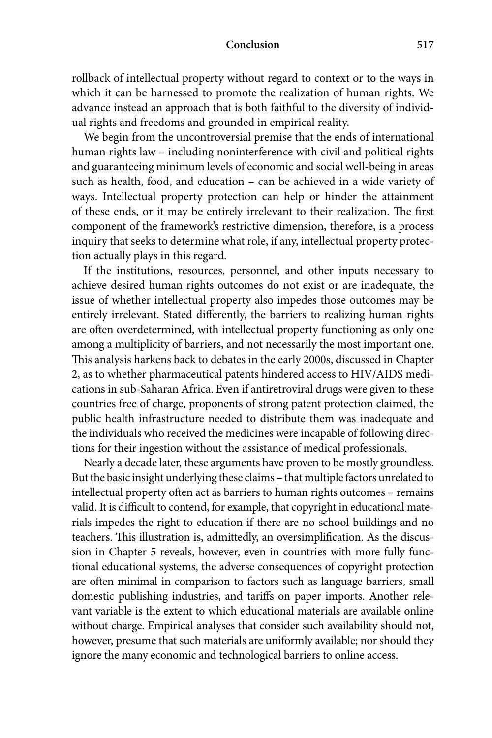rollback of intellectual property without regard to context or to the ways in which it can be harnessed to promote the realization of human rights. We advance instead an approach that is both faithful to the diversity of individual rights and freedoms and grounded in empirical reality.

We begin from the uncontroversial premise that the ends of international human rights law – including noninterference with civil and political rights and guaranteeing minimum levels of economic and social well-being in areas such as health, food, and education – can be achieved in a wide variety of ways. Intellectual property protection can help or hinder the attainment of these ends, or it may be entirely irrelevant to their realization. The first component of the framework's restrictive dimension, therefore, is a process inquiry that seeks to determine what role, if any, intellectual property protection actually plays in this regard.

If the institutions, resources, personnel, and other inputs necessary to achieve desired human rights outcomes do not exist or are inadequate, the issue of whether intellectual property also impedes those outcomes may be entirely irrelevant. Stated differently, the barriers to realizing human rights are often overdetermined, with intellectual property functioning as only one among a multiplicity of barriers, and not necessarily the most important one. This analysis harkens back to debates in the early 2000s, discussed in Chapter 2, as to whether pharmaceutical patents hindered access to HIV/AIDS medications in sub-Saharan Africa. Even if antiretroviral drugs were given to these countries free of charge, proponents of strong patent protection claimed, the public health infrastructure needed to distribute them was inadequate and the individuals who received the medicines were incapable of following directions for their ingestion without the assistance of medical professionals.

Nearly a decade later, these arguments have proven to be mostly groundless. But the basic insight underlying these claims – that multiple factors unrelated to intellectual property often act as barriers to human rights outcomes – remains valid. It is difficult to contend, for example, that copyright in educational materials impedes the right to education if there are no school buildings and no teachers. This illustration is, admittedly, an oversimplification. As the discussion in Chapter 5 reveals, however, even in countries with more fully functional educational systems, the adverse consequences of copyright protection are often minimal in comparison to factors such as language barriers, small domestic publishing industries, and tariffs on paper imports. Another relevant variable is the extent to which educational materials are available online without charge. Empirical analyses that consider such availability should not, however, presume that such materials are uniformly available; nor should they ignore the many economic and technological barriers to online access.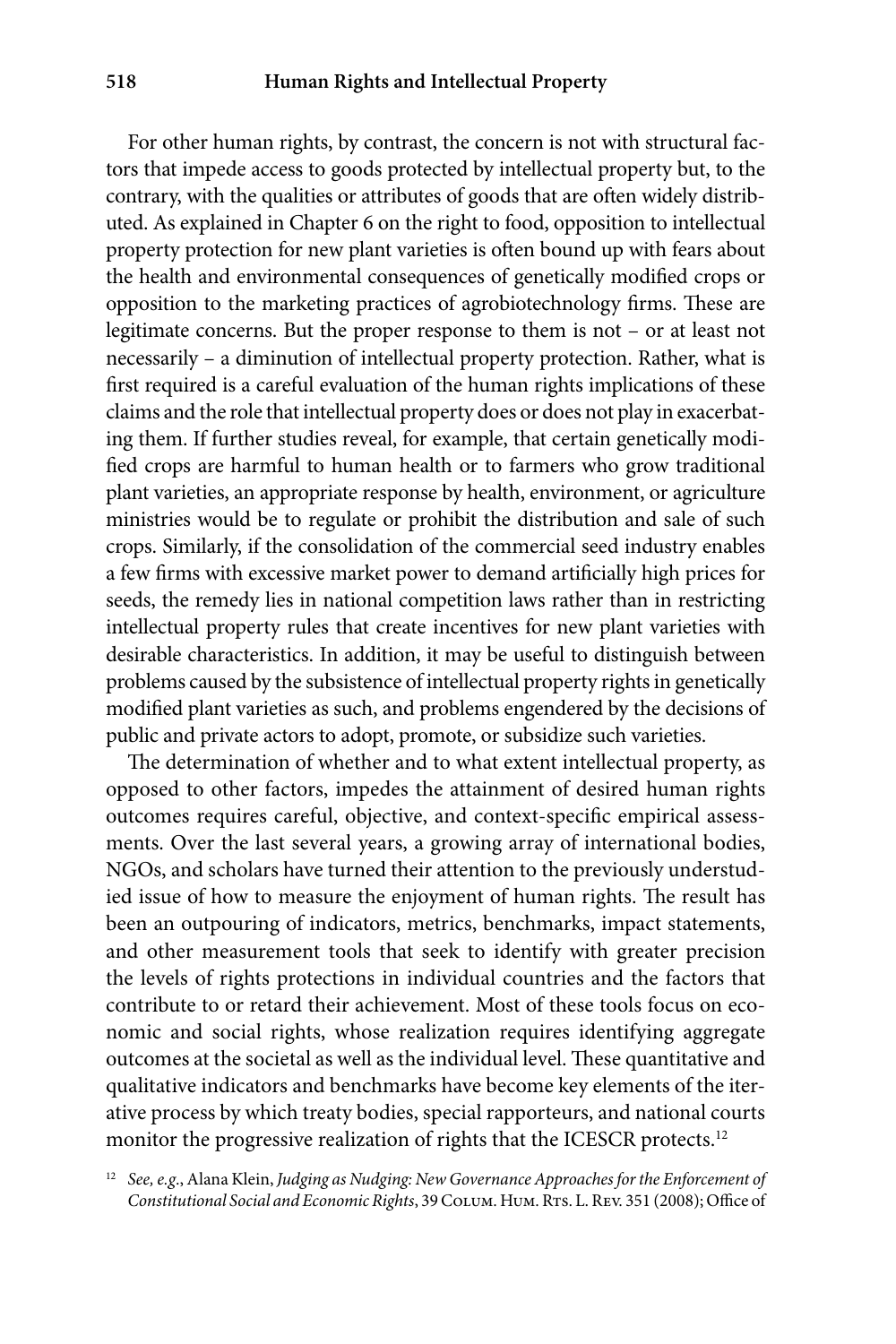For other human rights, by contrast, the concern is not with structural factors that impede access to goods protected by intellectual property but, to the contrary, with the qualities or attributes of goods that are often widely distributed. As explained in Chapter 6 on the right to food, opposition to intellectual property protection for new plant varieties is often bound up with fears about the health and environmental consequences of genetically modified crops or opposition to the marketing practices of agrobiotechnology firms. These are legitimate concerns. But the proper response to them is not – or at least not necessarily – a diminution of intellectual property protection. Rather, what is first required is a careful evaluation of the human rights implications of these claims and the role that intellectual property does or does not play in exacerbating them. If further studies reveal, for example, that certain genetically modified crops are harmful to human health or to farmers who grow traditional plant varieties, an appropriate response by health, environment, or agriculture ministries would be to regulate or prohibit the distribution and sale of such crops. Similarly, if the consolidation of the commercial seed industry enables a few firms with excessive market power to demand artificially high prices for seeds, the remedy lies in national competition laws rather than in restricting intellectual property rules that create incentives for new plant varieties with desirable characteristics. In addition, it may be useful to distinguish between problems caused by the subsistence of intellectual property rights in genetically modified plant varieties as such, and problems engendered by the decisions of public and private actors to adopt, promote, or subsidize such varieties.

The determination of whether and to what extent intellectual property, as opposed to other factors, impedes the attainment of desired human rights outcomes requires careful, objective, and context-specific empirical assessments. Over the last several years, a growing array of international bodies, NGOs, and scholars have turned their attention to the previously understudied issue of how to measure the enjoyment of human rights. The result has been an outpouring of indicators, metrics, benchmarks, impact statements, and other measurement tools that seek to identify with greater precision the levels of rights protections in individual countries and the factors that contribute to or retard their achievement. Most of these tools focus on economic and social rights, whose realization requires identifying aggregate outcomes at the societal as well as the individual level. These quantitative and qualitative indicators and benchmarks have become key elements of the iterative process by which treaty bodies, special rapporteurs, and national courts monitor the progressive realization of rights that the ICESCR protects.[12]

[12] *See, e.g.*, Alana Klein, *Judging as Nudging: New Governance Approaches for the Enforcement of Constitutional Social and Economic Rights*, 39 Colum. Hum. Rts. L. Rev. 351 (2008); Office of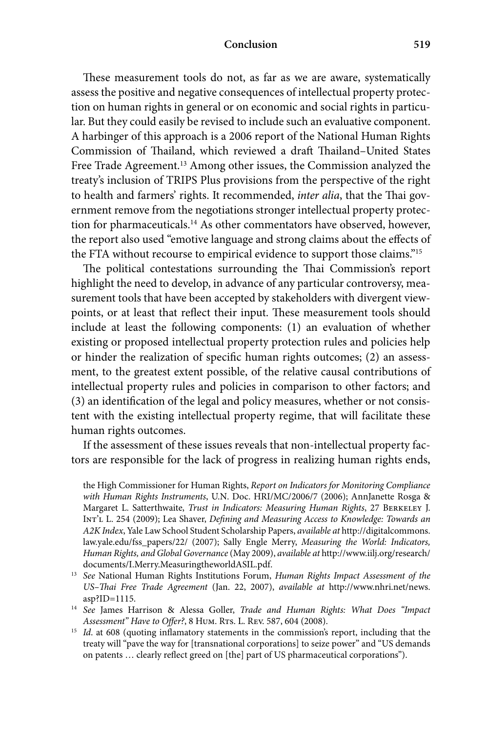These measurement tools do not, as far as we are aware, systematically assess the positive and negative consequences of intellectual property protection on human rights in general or on economic and social rights in particular. But they could easily be revised to include such an evaluative component. A harbinger of this approach is a 2006 report of the National Human Rights Commission of Thailand, which reviewed a draft Thailand–United States Free Trade Agreement.[13] Among other issues, the Commission analyzed the treaty's inclusion of TRIPS Plus provisions from the perspective of the right to health and farmers' rights. It recommended, *inter alia*, that the Thai government remove from the negotiations stronger intellectual property protection for pharmaceuticals.[14] As other commentators have observed, however, the report also used "emotive language and strong claims about the effects of the FTA without recourse to empirical evidence to support those claims."[15]

The political contestations surrounding the Thai Commission's report highlight the need to develop, in advance of any particular controversy, measurement tools that have been accepted by stakeholders with divergent viewpoints, or at least that reflect their input. These measurement tools should include at least the following components: (1) an evaluation of whether existing or proposed intellectual property protection rules and policies help or hinder the realization of specific human rights outcomes; (2) an assessment, to the greatest extent possible, of the relative causal contributions of intellectual property rules and policies in comparison to other factors; and (3) an identification of the legal and policy measures, whether or not consistent with the existing intellectual property regime, that will facilitate these human rights outcomes.

If the assessment of these issues reveals that non-intellectual property factors are responsible for the lack of progress in realizing human rights ends,

the High Commissioner for Human Rights, *Report on Indicators for Monitoring Compliance with Human Rights Instruments*, U.N. Doc. HRI/MC/2006/7 (2006); AnnJanette Rosga & Margaret L. Satterthwaite, *Trust in Indicators: Measuring Human Rights*, 27 Berkeley J. Int'l L. 254 (2009); Lea Shaver, *Defining and Measuring Access to Knowledge: Towards an A2K Index*, Yale Law School Student Scholarship Papers, *available at* http://digitalcommons.law.yale.edu/fss_papers/22/ (2007); Sally Engle Merry, *Measuring the World: Indicators, Human Rights, and Global Governance* (May 2009), *available at* http://www.iilj.org/research/documents/I.Merry.MeasuringtheworldASIL.pdf.

[13] *See* National Human Rights Institutions Forum, *Human Rights Impact Assessment of the US–Thai Free Trade Agreement* (Jan. 22, 2007), *available at* http://www.nhri.net/news.asp?ID=1115.

[14] *See* James Harrison & Alessa Goller, *Trade and Human Rights: What Does "Impact Assessment" Have to Offer?*, 8 Hum. Rts. L. Rev. 587, 604 (2008).

[15] *Id.* at 608 (quoting inflammatory statements in the commission's report, including that the treaty will "pave the way for [transnational corporations] to seize power" and "US demands on patents … clearly reflect greed on [the] part of US pharmaceutical corporations").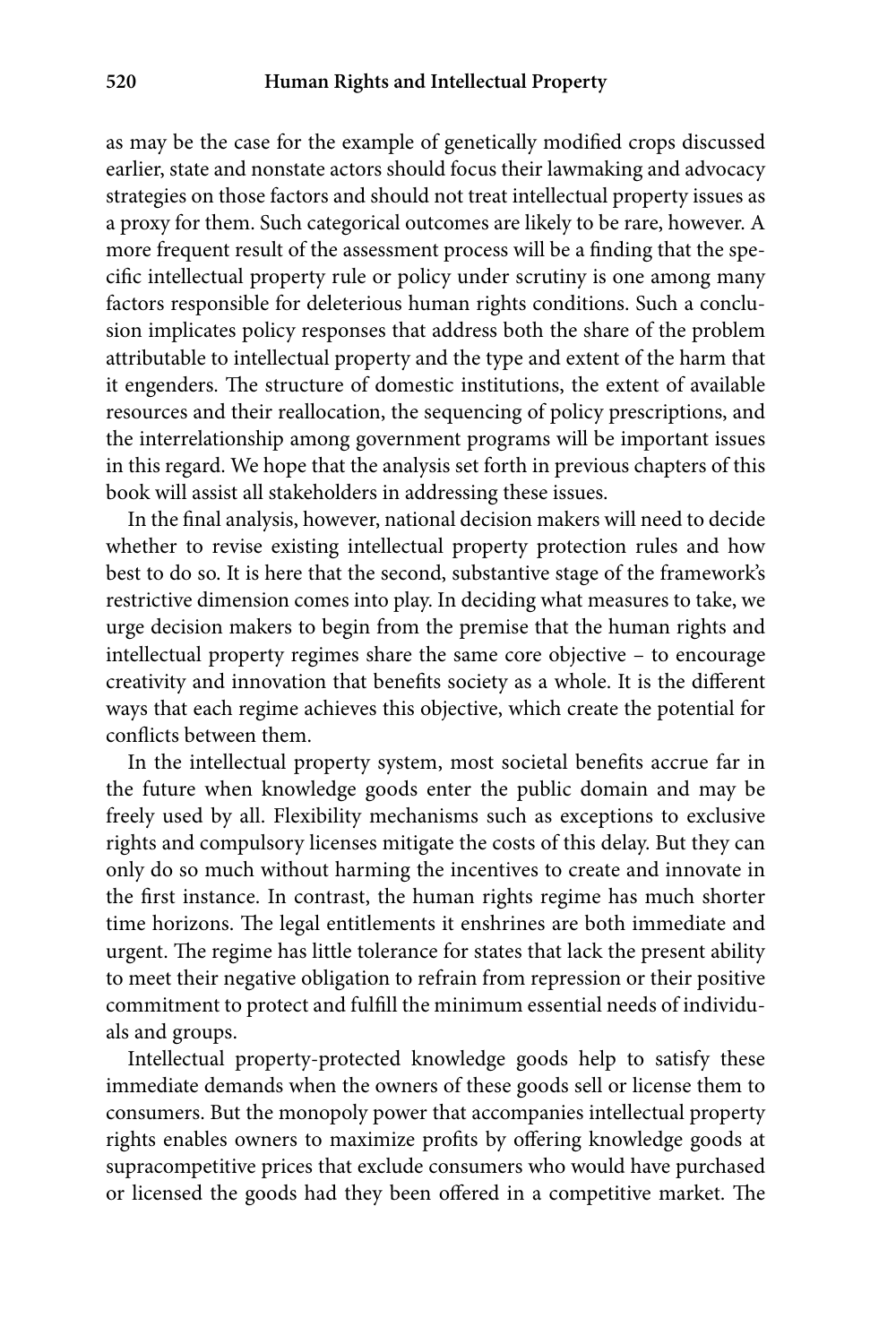as may be the case for the example of genetically modified crops discussed earlier, state and nonstate actors should focus their lawmaking and advocacy strategies on those factors and should not treat intellectual property issues as a proxy for them. Such categorical outcomes are likely to be rare, however. A more frequent result of the assessment process will be a finding that the specific intellectual property rule or policy under scrutiny is one among many factors responsible for deleterious human rights conditions. Such a conclusion implicates policy responses that address both the share of the problem attributable to intellectual property and the type and extent of the harm that it engenders. The structure of domestic institutions, the extent of available resources and their reallocation, the sequencing of policy prescriptions, and the interrelationship among government programs will be important issues in this regard. We hope that the analysis set forth in previous chapters of this book will assist all stakeholders in addressing these issues.

In the final analysis, however, national decision makers will need to decide whether to revise existing intellectual property protection rules and how best to do so. It is here that the second, substantive stage of the framework's restrictive dimension comes into play. In deciding what measures to take, we urge decision makers to begin from the premise that the human rights and intellectual property regimes share the same core objective – to encourage creativity and innovation that benefits society as a whole. It is the different ways that each regime achieves this objective, which create the potential for conflicts between them.

In the intellectual property system, most societal benefits accrue far in the future when knowledge goods enter the public domain and may be freely used by all. Flexibility mechanisms such as exceptions to exclusive rights and compulsory licenses mitigate the costs of this delay. But they can only do so much without harming the incentives to create and innovate in the first instance. In contrast, the human rights regime has much shorter time horizons. The legal entitlements it enshrines are both immediate and urgent. The regime has little tolerance for states that lack the present ability to meet their negative obligation to refrain from repression or their positive commitment to protect and fulfill the minimum essential needs of individuals and groups.

Intellectual property-protected knowledge goods help to satisfy these immediate demands when the owners of these goods sell or license them to consumers. But the monopoly power that accompanies intellectual property rights enables owners to maximize profits by offering knowledge goods at supracompetitive prices that exclude consumers who would have purchased or licensed the goods had they been offered in a competitive market. The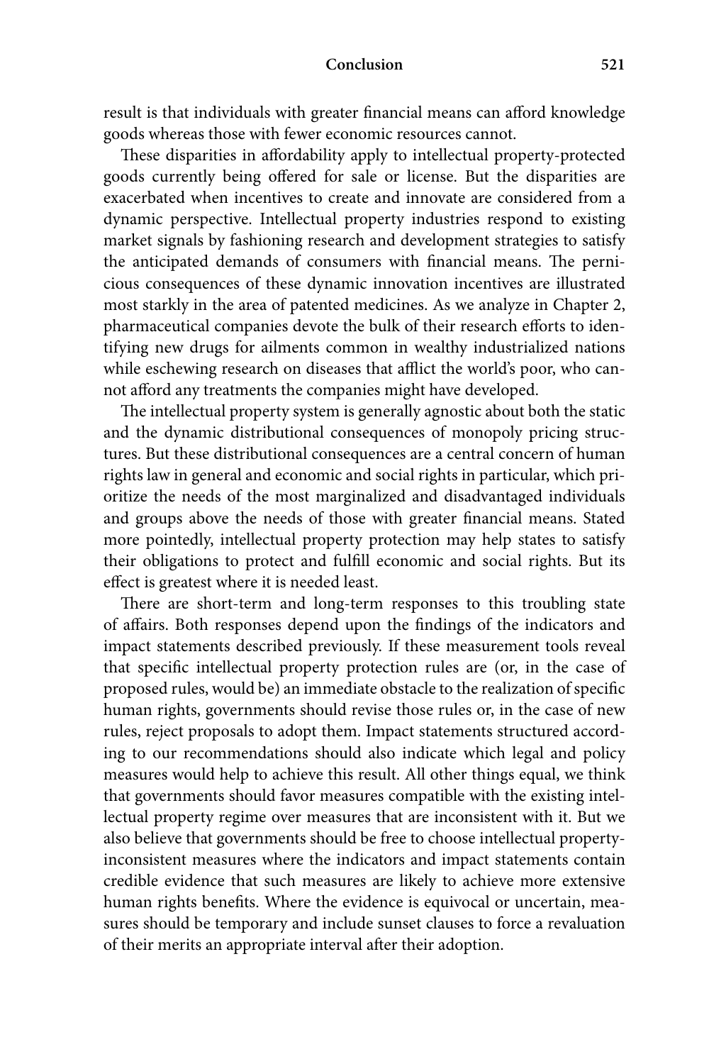result is that individuals with greater financial means can afford knowledge goods whereas those with fewer economic resources cannot.

These disparities in affordability apply to intellectual property-protected goods currently being offered for sale or license. But the disparities are exacerbated when incentives to create and innovate are considered from a dynamic perspective. Intellectual property industries respond to existing market signals by fashioning research and development strategies to satisfy the anticipated demands of consumers with financial means. The pernicious consequences of these dynamic innovation incentives are illustrated most starkly in the area of patented medicines. As we analyze in Chapter 2, pharmaceutical companies devote the bulk of their research efforts to identifying new drugs for ailments common in wealthy industrialized nations while eschewing research on diseases that afflict the world's poor, who cannot afford any treatments the companies might have developed.

The intellectual property system is generally agnostic about both the static and the dynamic distributional consequences of monopoly pricing structures. But these distributional consequences are a central concern of human rights law in general and economic and social rights in particular, which prioritize the needs of the most marginalized and disadvantaged individuals and groups above the needs of those with greater financial means. Stated more pointedly, intellectual property protection may help states to satisfy their obligations to protect and fulfill economic and social rights. But its effect is greatest where it is needed least.

There are short-term and long-term responses to this troubling state of affairs. Both responses depend upon the findings of the indicators and impact statements described previously. If these measurement tools reveal that specific intellectual property protection rules are (or, in the case of proposed rules, would be) an immediate obstacle to the realization of specific human rights, governments should revise those rules or, in the case of new rules, reject proposals to adopt them. Impact statements structured according to our recommendations should also indicate which legal and policy measures would help to achieve this result. All other things equal, we think that governments should favor measures compatible with the existing intellectual property regime over measures that are inconsistent with it. But we also believe that governments should be free to choose intellectual property-inconsistent measures where the indicators and impact statements contain credible evidence that such measures are likely to achieve more extensive human rights benefits. Where the evidence is equivocal or uncertain, measures should be temporary and include sunset clauses to force a revaluation of their merits an appropriate interval after their adoption.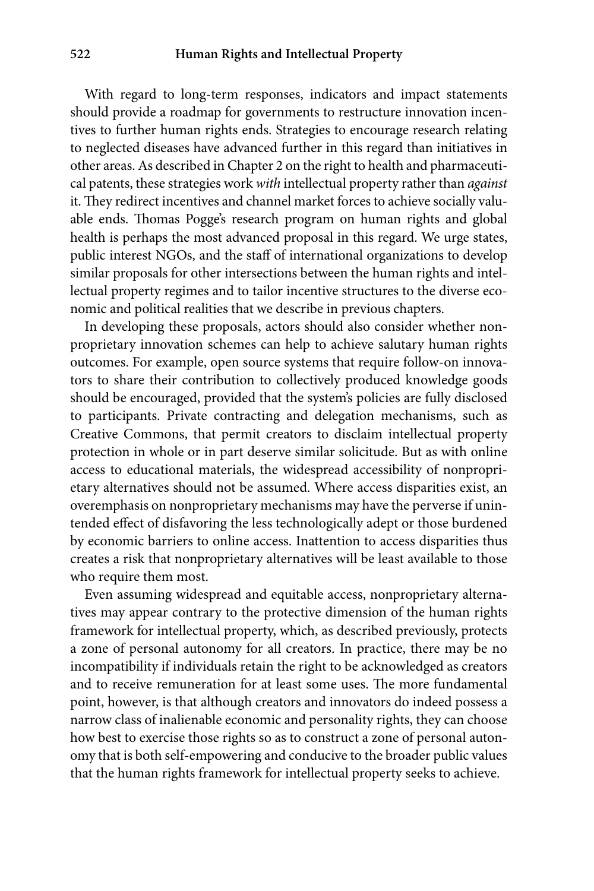With regard to long-term responses, indicators and impact statements should provide a roadmap for governments to restructure innovation incentives to further human rights ends. Strategies to encourage research relating to neglected diseases have advanced further in this regard than initiatives in other areas. As described in Chapter 2 on the right to health and pharmaceutical patents, these strategies work *with* intellectual property rather than *against* it. They redirect incentives and channel market forces to achieve socially valuable ends. Thomas Pogge's research program on human rights and global health is perhaps the most advanced proposal in this regard. We urge states, public interest NGOs, and the staff of international organizations to develop similar proposals for other intersections between the human rights and intellectual property regimes and to tailor incentive structures to the diverse economic and political realities that we describe in previous chapters.

In developing these proposals, actors should also consider whether nonproprietary innovation schemes can help to achieve salutary human rights outcomes. For example, open source systems that require follow-on innovators to share their contribution to collectively produced knowledge goods should be encouraged, provided that the system's policies are fully disclosed to participants. Private contracting and delegation mechanisms, such as Creative Commons, that permit creators to disclaim intellectual property protection in whole or in part deserve similar solicitude. But as with online access to educational materials, the widespread accessibility of nonproprietary alternatives should not be assumed. Where access disparities exist, an overemphasis on nonproprietary mechanisms may have the perverse if unintended effect of disfavoring the less technologically adept or those burdened by economic barriers to online access. Inattention to access disparities thus creates a risk that nonproprietary alternatives will be least available to those who require them most.

Even assuming widespread and equitable access, nonproprietary alternatives may appear contrary to the protective dimension of the human rights framework for intellectual property, which, as described previously, protects a zone of personal autonomy for all creators. In practice, there may be no incompatibility if individuals retain the right to be acknowledged as creators and to receive remuneration for at least some uses. The more fundamental point, however, is that although creators and innovators do indeed possess a narrow class of inalienable economic and personality rights, they can choose how best to exercise those rights so as to construct a zone of personal autonomy that is both self-empowering and conducive to the broader public values that the human rights framework for intellectual property seeks to achieve.